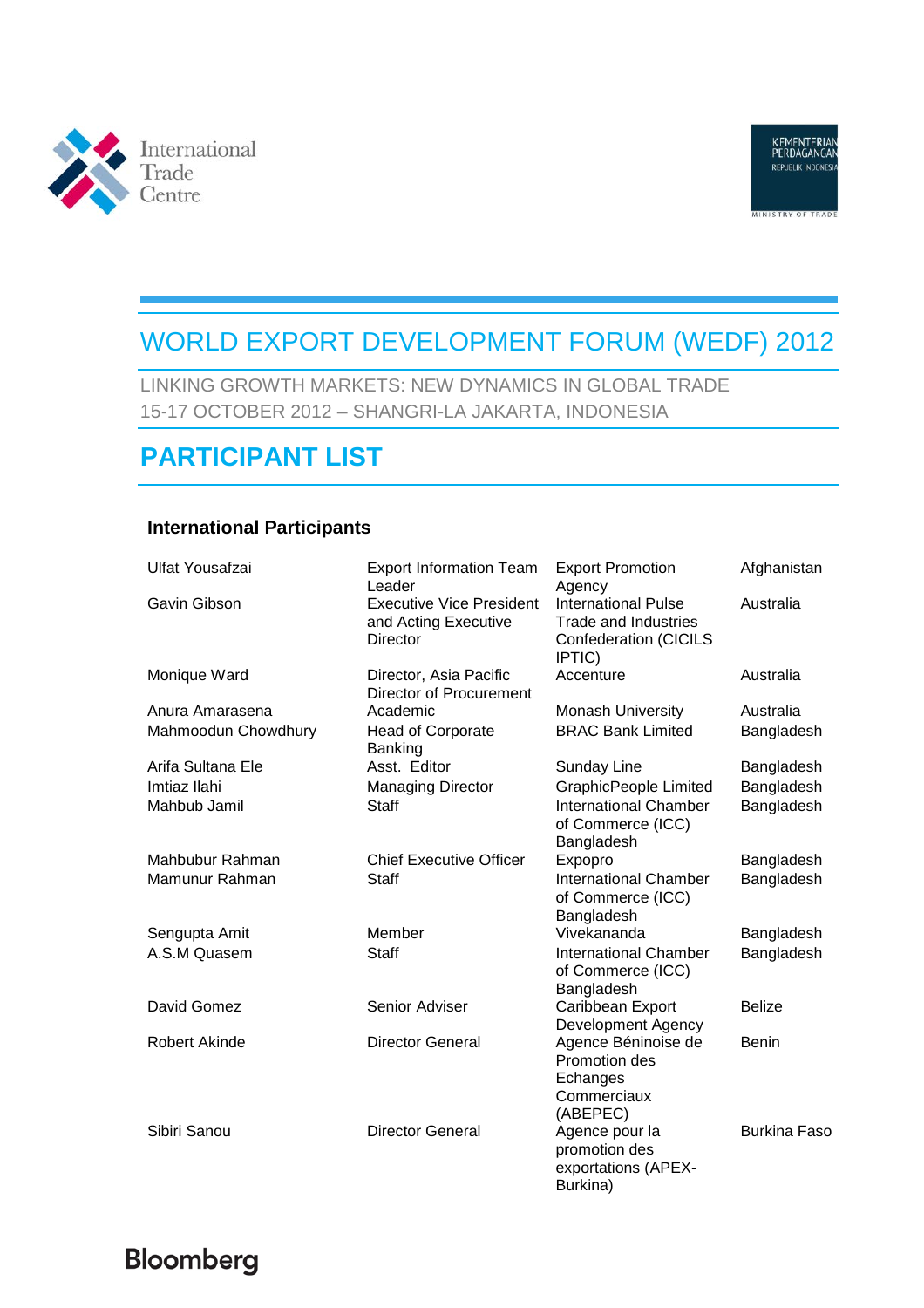International Trade Centre

KEMENTERIAN PERDAGANGAN REPUBLIK INDONESIA
MINISTRY OF TRADE

# WORLD EXPORT DEVELOPMENT FORUM (WEDF) 2012

LINKING GROWTH MARKETS: NEW DYNAMICS IN GLOBAL TRADE
15-17 OCTOBER 2012 – SHANGRI-LA JAKARTA, INDONESIA

## PARTICIPANT LIST

### International Participants

| Name | Title | Organization | Country |
|---|---|---|---|
| Ulfat Yousafzai | Export Information Team Leader | Export Promotion Agency | Afghanistan |
| Gavin Gibson | Executive Vice President and Acting Executive Director | International Pulse Trade and Industries Confederation (CICILS IPTIC) | Australia |
| Monique Ward | Director, Asia Pacific Director of Procurement | Accenture | Australia |
| Anura Amarasena | Academic | Monash University | Australia |
| Mahmoodun Chowdhury | Head of Corporate Banking | BRAC Bank Limited | Bangladesh |
| Arifa Sultana Ele | Asst. Editor | Sunday Line | Bangladesh |
| Imtiaz Ilahi | Managing Director | GraphicPeople Limited | Bangladesh |
| Mahbub Jamil | Staff | International Chamber of Commerce (ICC) Bangladesh | Bangladesh |
| Mahbubur Rahman | Chief Executive Officer | Expopro | Bangladesh |
| Mamunur Rahman | Staff | International Chamber of Commerce (ICC) Bangladesh | Bangladesh |
| Sengupta Amit | Member | Vivekananda | Bangladesh |
| A.S.M Quasem | Staff | International Chamber of Commerce (ICC) Bangladesh | Bangladesh |
| David Gomez | Senior Adviser | Caribbean Export Development Agency | Belize |
| Robert Akinde | Director General | Agence Béninoise de Promotion des Echanges Commerciaux (ABEPEC) | Benin |
| Sibiri Sanou | Director General | Agence pour la promotion des exportations (APEX-Burkina) | Burkina Faso |

Bloomberg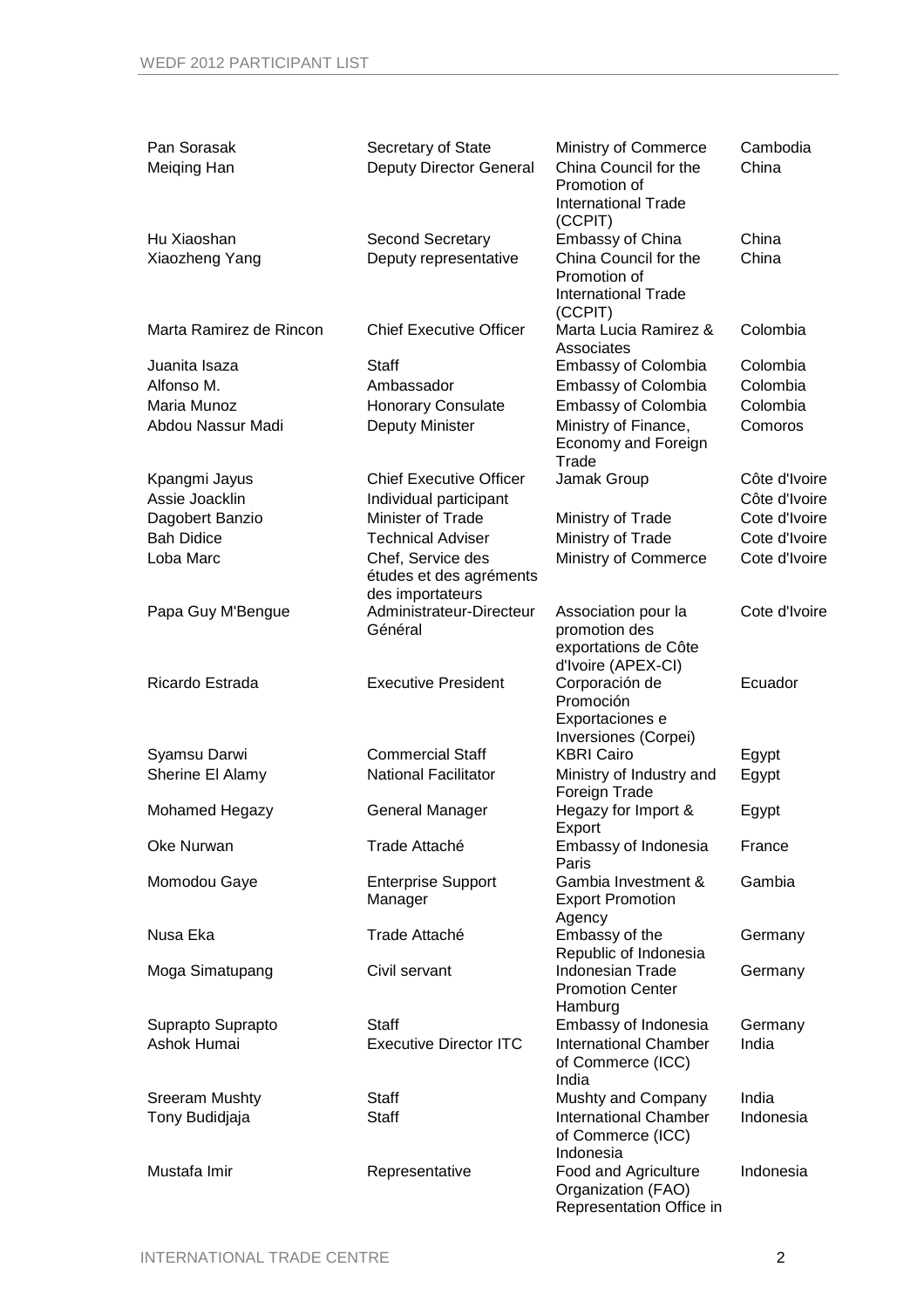| | | | |
|---|---|---|---|
| Pan Sorasak | Secretary of State | Ministry of Commerce | Cambodia |
| Meiqing Han | Deputy Director General | China Council for the Promotion of International Trade (CCPIT) | China |
| Hu Xiaoshan | Second Secretary | Embassy of China | China |
| Xiaozheng Yang | Deputy representative | China Council for the Promotion of International Trade (CCPIT) | China |
| Marta Ramirez de Rincon | Chief Executive Officer | Marta Lucia Ramirez & Associates | Colombia |
| Juanita Isaza | Staff | Embassy of Colombia | Colombia |
| Alfonso M. | Ambassador | Embassy of Colombia | Colombia |
| Maria Munoz | Honorary Consulate | Embassy of Colombia | Colombia |
| Abdou Nassur Madi | Deputy Minister | Ministry of Finance, Economy and Foreign Trade | Comoros |
| Kpangmi Jayus | Chief Executive Officer | Jamak Group | Côte d'Ivoire |
| Assie Joacklin | Individual participant | | Côte d'Ivoire |
| Dagobert Banzio | Minister of Trade | Ministry of Trade | Cote d'Ivoire |
| Bah Didice | Technical Adviser | Ministry of Trade | Cote d'Ivoire |
| Loba Marc | Chef, Service des études et des agréments des importateurs | Ministry of Commerce | Cote d'Ivoire |
| Papa Guy M'Bengue | Administrateur-Directeur Général | Association pour la promotion des exportations de Côte d'Ivoire (APEX-CI) | Cote d'Ivoire |
| Ricardo Estrada | Executive President | Corporación de Promoción Exportaciones e Inversiones (Corpei) | Ecuador |
| Syamsu Darwi | Commercial Staff | KBRI Cairo | Egypt |
| Sherine El Alamy | National Facilitator | Ministry of Industry and Foreign Trade | Egypt |
| Mohamed Hegazy | General Manager | Hegazy for Import & Export | Egypt |
| Oke Nurwan | Trade Attaché | Embassy of Indonesia Paris | France |
| Momodou Gaye | Enterprise Support Manager | Gambia Investment & Export Promotion Agency | Gambia |
| Nusa Eka | Trade Attaché | Embassy of the Republic of Indonesia | Germany |
| Moga Simatupang | Civil servant | Indonesian Trade Promotion Center Hamburg | Germany |
| Suprapto Suprapto | Staff | Embassy of Indonesia | Germany |
| Ashok Humai | Executive Director ITC | International Chamber of Commerce (ICC) India | India |
| Sreeram Mushty | Staff | Mushty and Company | India |
| Tony Budidjaja | Staff | International Chamber of Commerce (ICC) Indonesia | Indonesia |
| Mustafa Imir | Representative | Food and Agriculture Organization (FAO) Representation Office in | Indonesia |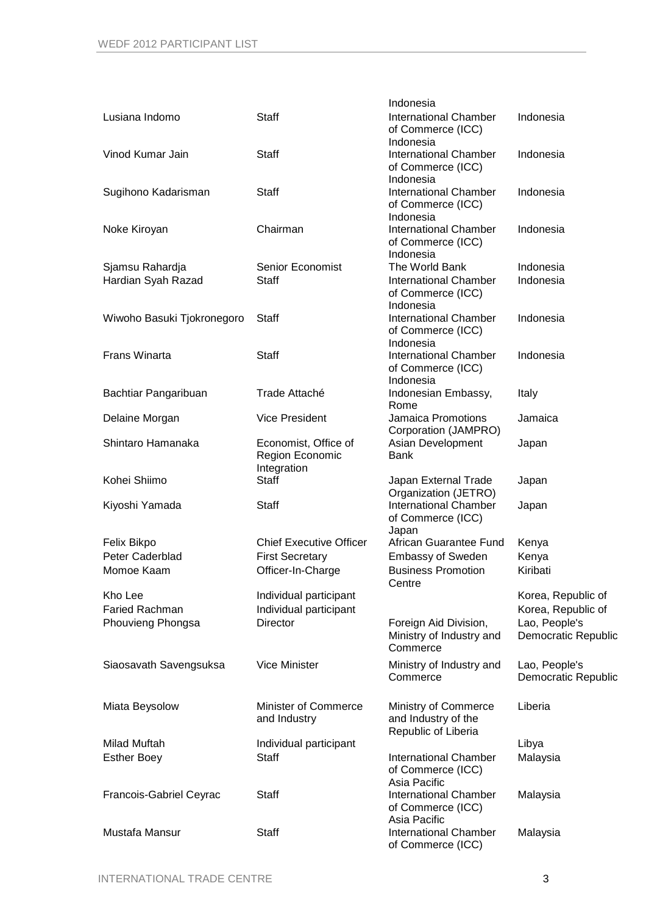| | | | |
|---|---|---|---|
| | | Indonesia | |
| Lusiana Indomo | Staff | International Chamber of Commerce (ICC) Indonesia | Indonesia |
| Vinod Kumar Jain | Staff | International Chamber of Commerce (ICC) Indonesia | Indonesia |
| Sugihono Kadarisman | Staff | International Chamber of Commerce (ICC) Indonesia | Indonesia |
| Noke Kiroyan | Chairman | International Chamber of Commerce (ICC) Indonesia | Indonesia |
| Sjamsu Rahardja | Senior Economist | The World Bank | Indonesia |
| Hardian Syah Razad | Staff | International Chamber of Commerce (ICC) Indonesia | Indonesia |
| Wiwoho Basuki Tjokronegoro | Staff | International Chamber of Commerce (ICC) Indonesia | Indonesia |
| Frans Winarta | Staff | International Chamber of Commerce (ICC) Indonesia | Indonesia |
| Bachtiar Pangaribuan | Trade Attaché | Indonesian Embassy, Rome | Italy |
| Delaine Morgan | Vice President | Jamaica Promotions Corporation (JAMPRO) | Jamaica |
| Shintaro Hamanaka | Economist, Office of Region Economic Integration | Asian Development Bank | Japan |
| Kohei Shiimo | Staff | Japan External Trade Organization (JETRO) | Japan |
| Kiyoshi Yamada | Staff | International Chamber of Commerce (ICC) Japan | Japan |
| Felix Bikpo | Chief Executive Officer | African Guarantee Fund | Kenya |
| Peter Caderblad | First Secretary | Embassy of Sweden | Kenya |
| Momoe Kaam | Officer-In-Charge | Business Promotion Centre | Kiribati |
| Kho Lee | Individual participant | | Korea, Republic of |
| Faried Rachman | Individual participant | | Korea, Republic of |
| Phouvieng Phongsa | Director | Foreign Aid Division, Ministry of Industry and Commerce | Lao, People's Democratic Republic |
| Siaosavath Savengsuksa | Vice Minister | Ministry of Industry and Commerce | Lao, People's Democratic Republic |
| Miata Beysolow | Minister of Commerce and Industry | Ministry of Commerce and Industry of the Republic of Liberia | Liberia |
| Milad Muftah | Individual participant | | Libya |
| Esther Boey | Staff | International Chamber of Commerce (ICC) Asia Pacific | Malaysia |
| Francois-Gabriel Ceyrac | Staff | International Chamber of Commerce (ICC) Asia Pacific | Malaysia |
| Mustafa Mansur | Staff | International Chamber of Commerce (ICC) | Malaysia |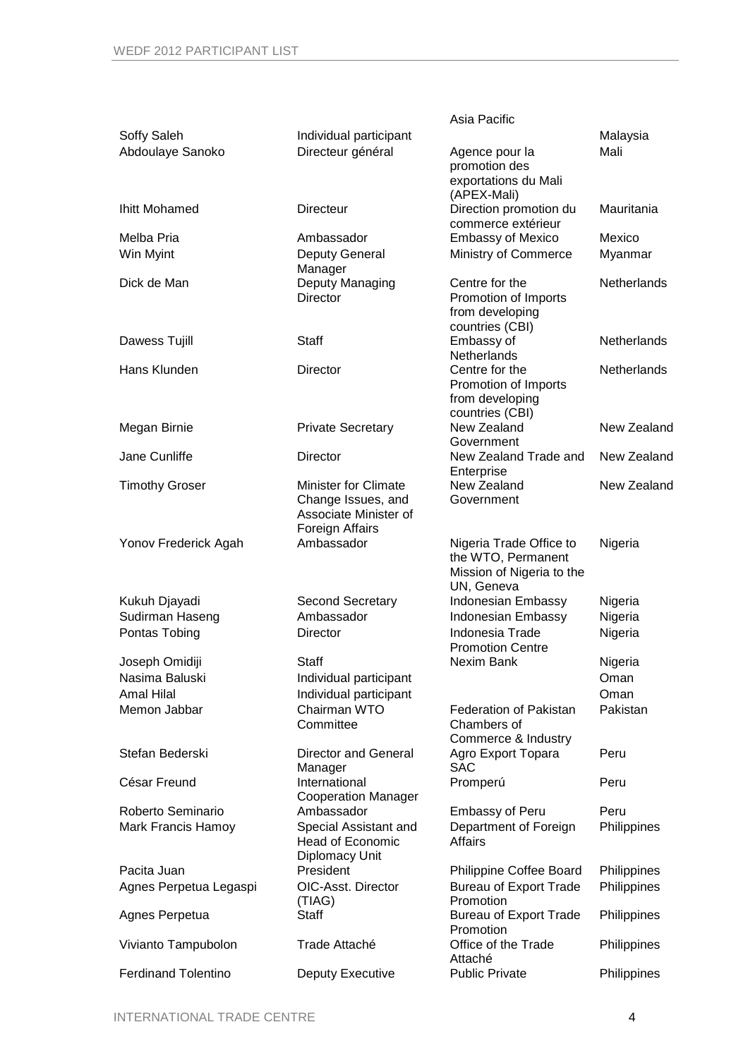| | | | |
|---|---|---|---|
| | | Asia Pacific | |
| Soffy Saleh | Individual participant | | Malaysia |
| Abdoulaye Sanoko | Directeur général | Agence pour la promotion des exportations du Mali (APEX-Mali) | Mali |
| Ihitt Mohamed | Directeur | Direction promotion du commerce extérieur | Mauritania |
| Melba Pria | Ambassador | Embassy of Mexico | Mexico |
| Win Myint | Deputy General Manager | Ministry of Commerce | Myanmar |
| Dick de Man | Deputy Managing Director | Centre for the Promotion of Imports from developing countries (CBI) | Netherlands |
| Dawess Tujill | Staff | Embassy of Netherlands | Netherlands |
| Hans Klunden | Director | Centre for the Promotion of Imports from developing countries (CBI) | Netherlands |
| Megan Birnie | Private Secretary | New Zealand Government | New Zealand |
| Jane Cunliffe | Director | New Zealand Trade and Enterprise | New Zealand |
| Timothy Groser | Minister for Climate Change Issues, and Associate Minister of Foreign Affairs | New Zealand Government | New Zealand |
| Yonov Frederick Agah | Ambassador | Nigeria Trade Office to the WTO, Permanent Mission of Nigeria to the UN, Geneva | Nigeria |
| Kukuh Djayadi | Second Secretary | Indonesian Embassy | Nigeria |
| Sudirman Haseng | Ambassador | Indonesian Embassy | Nigeria |
| Pontas Tobing | Director | Indonesia Trade Promotion Centre | Nigeria |
| Joseph Omidiji | Staff | Nexim Bank | Nigeria |
| Nasima Baluski | Individual participant | | Oman |
| Amal Hilal | Individual participant | | Oman |
| Memon Jabbar | Chairman WTO Committee | Federation of Pakistan Chambers of Commerce & Industry | Pakistan |
| Stefan Bederski | Director and General Manager | Agro Export Topara SAC | Peru |
| César Freund | International Cooperation Manager | Promperú | Peru |
| Roberto Seminario | Ambassador | Embassy of Peru | Peru |
| Mark Francis Hamoy | Special Assistant and Head of Economic Diplomacy Unit | Department of Foreign Affairs | Philippines |
| Pacita Juan | President | Philippine Coffee Board | Philippines |
| Agnes Perpetua Legaspi | OIC-Asst. Director (TIAG) | Bureau of Export Trade Promotion | Philippines |
| Agnes Perpetua | Staff | Bureau of Export Trade Promotion | Philippines |
| Vivianto Tampubolon | Trade Attaché | Office of the Trade Attaché | Philippines |
| Ferdinand Tolentino | Deputy Executive | Public Private | Philippines |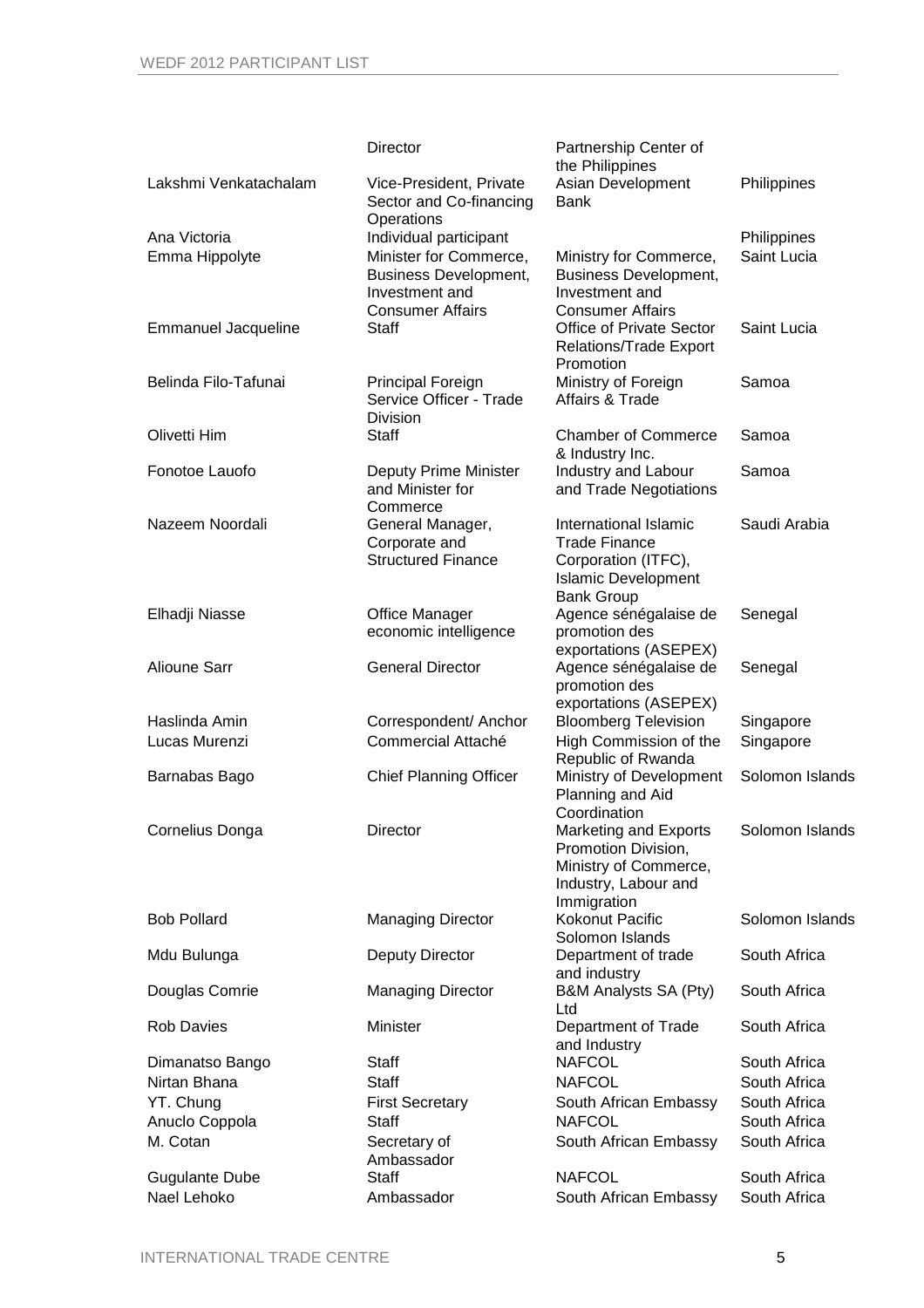| | | | |
|---|---|---|---|
| | Director | Partnership Center of the Philippines | |
| Lakshmi Venkatachalam | Vice-President, Private Sector and Co-financing Operations | Asian Development Bank | Philippines |
| Ana Victoria | Individual participant | | Philippines |
| Emma Hippolyte | Minister for Commerce, Business Development, Investment and Consumer Affairs | Ministry for Commerce, Business Development, Investment and Consumer Affairs | Saint Lucia |
| Emmanuel Jacqueline | Staff | Office of Private Sector Relations/Trade Export Promotion | Saint Lucia |
| Belinda Filo-Tafunai | Principal Foreign Service Officer - Trade Division | Ministry of Foreign Affairs & Trade | Samoa |
| Olivetti Him | Staff | Chamber of Commerce & Industry Inc. | Samoa |
| Fonotoe Lauofo | Deputy Prime Minister and Minister for Commerce | Industry and Labour and Trade Negotiations | Samoa |
| Nazeem Noordali | General Manager, Corporate and Structured Finance | International Islamic Trade Finance Corporation (ITFC), Islamic Development Bank Group | Saudi Arabia |
| Elhadji Niasse | Office Manager economic intelligence | Agence sénégalaise de promotion des exportations (ASEPEX) | Senegal |
| Alioune Sarr | General Director | Agence sénégalaise de promotion des exportations (ASEPEX) | Senegal |
| Haslinda Amin | Correspondent/ Anchor | Bloomberg Television | Singapore |
| Lucas Murenzi | Commercial Attaché | High Commission of the Republic of Rwanda | Singapore |
| Barnabas Bago | Chief Planning Officer | Ministry of Development Planning and Aid Coordination | Solomon Islands |
| Cornelius Donga | Director | Marketing and Exports Promotion Division, Ministry of Commerce, Industry, Labour and Immigration | Solomon Islands |
| Bob Pollard | Managing Director | Kokonut Pacific Solomon Islands | Solomon Islands |
| Mdu Bulunga | Deputy Director | Department of trade and industry | South Africa |
| Douglas Comrie | Managing Director | B&M Analysts SA (Pty) Ltd | South Africa |
| Rob Davies | Minister | Department of Trade and Industry | South Africa |
| Dimanatso Bango | Staff | NAFCOL | South Africa |
| Nirtan Bhana | Staff | NAFCOL | South Africa |
| YT. Chung | First Secretary | South African Embassy | South Africa |
| Anuclo Coppola | Staff | NAFCOL | South Africa |
| M. Cotan | Secretary of Ambassador | South African Embassy | South Africa |
| Gugulante Dube | Staff | NAFCOL | South Africa |
| Nael Lehoko | Ambassador | South African Embassy | South Africa |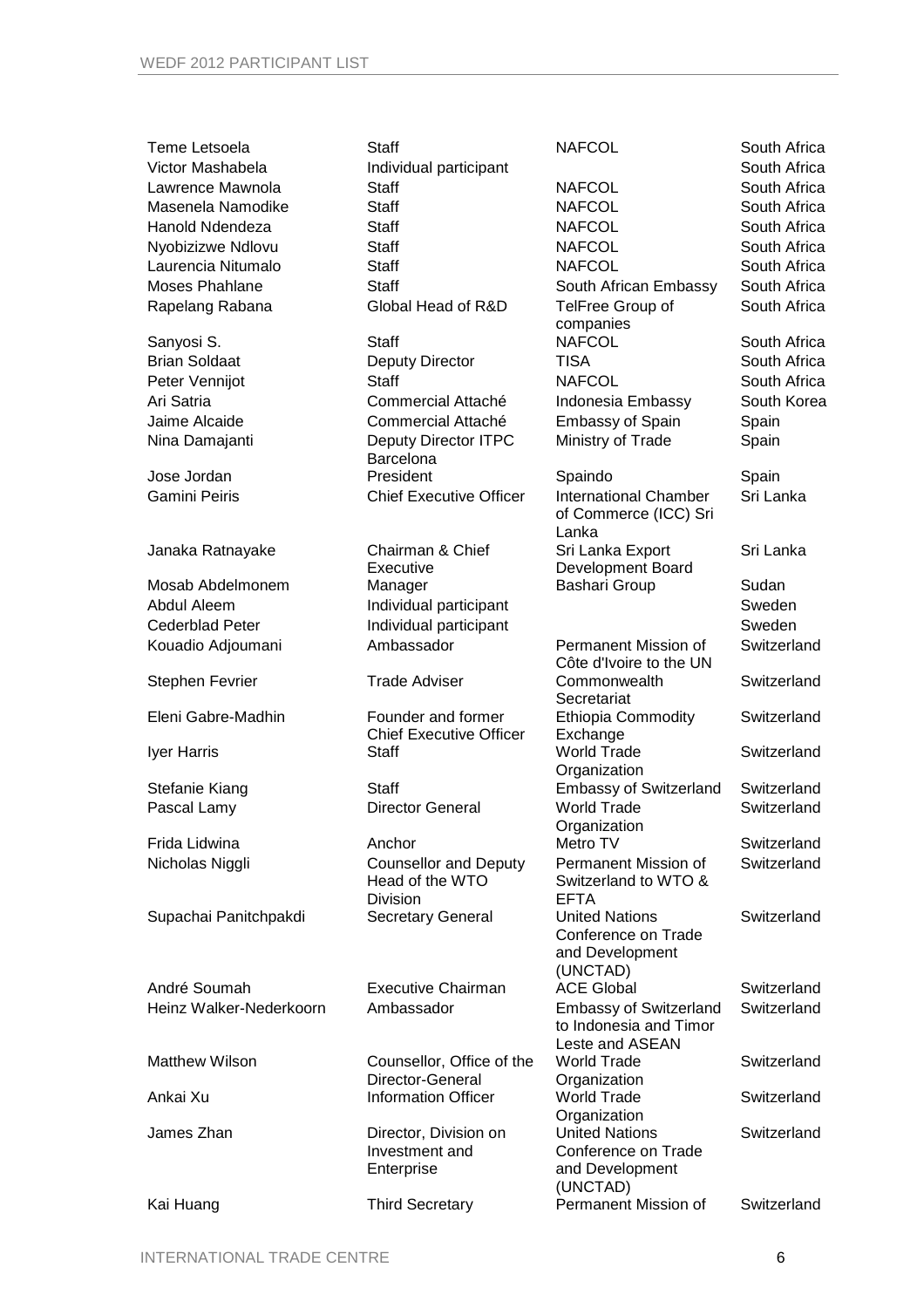| | | | |
|---|---|---|---|
| Teme Letsoela | Staff | NAFCOL | South Africa |
| Victor Mashabela | Individual participant | | South Africa |
| Lawrence Mawnola | Staff | NAFCOL | South Africa |
| Masenela Namodike | Staff | NAFCOL | South Africa |
| Hanold Ndendeza | Staff | NAFCOL | South Africa |
| Nyobizizwe Ndlovu | Staff | NAFCOL | South Africa |
| Laurencia Nitumalo | Staff | NAFCOL | South Africa |
| Moses Phahlane | Staff | South African Embassy | South Africa |
| Rapelang Rabana | Global Head of R&D | TelFree Group of companies | South Africa |
| Sanyosi S. | Staff | NAFCOL | South Africa |
| Brian Soldaat | Deputy Director | TISA | South Africa |
| Peter Vennijot | Staff | NAFCOL | South Africa |
| Ari Satria | Commercial Attaché | Indonesia Embassy | South Korea |
| Jaime Alcaide | Commercial Attaché | Embassy of Spain | Spain |
| Nina Damajanti | Deputy Director ITPC Barcelona | Ministry of Trade | Spain |
| Jose Jordan | President | Spaindo | Spain |
| Gamini Peiris | Chief Executive Officer | International Chamber of Commerce (ICC) Sri Lanka | Sri Lanka |
| Janaka Ratnayake | Chairman & Chief Executive | Sri Lanka Export Development Board | Sri Lanka |
| Mosab Abdelmonem | Manager | Bashari Group | Sudan |
| Abdul Aleem | Individual participant | | Sweden |
| Cederblad Peter | Individual participant | | Sweden |
| Kouadio Adjoumani | Ambassador | Permanent Mission of Côte d'Ivoire to the UN | Switzerland |
| Stephen Fevrier | Trade Adviser | Commonwealth Secretariat | Switzerland |
| Eleni Gabre-Madhin | Founder and former Chief Executive Officer | Ethiopia Commodity Exchange | Switzerland |
| Iyer Harris | Staff | World Trade Organization | Switzerland |
| Stefanie Kiang | Staff | Embassy of Switzerland | Switzerland |
| Pascal Lamy | Director General | World Trade Organization | Switzerland |
| Frida Lidwina | Anchor | Metro TV | Switzerland |
| Nicholas Niggli | Counsellor and Deputy Head of the WTO Division | Permanent Mission of Switzerland to WTO & EFTA | Switzerland |
| Supachai Panitchpakdi | Secretary General | United Nations Conference on Trade and Development (UNCTAD) | Switzerland |
| André Soumah | Executive Chairman | ACE Global | Switzerland |
| Heinz Walker-Nederkoorn | Ambassador | Embassy of Switzerland to Indonesia and Timor Leste and ASEAN | Switzerland |
| Matthew Wilson | Counsellor, Office of the Director-General | World Trade Organization | Switzerland |
| Ankai Xu | Information Officer | World Trade Organization | Switzerland |
| James Zhan | Director, Division on Investment and Enterprise | United Nations Conference on Trade and Development (UNCTAD) | Switzerland |
| Kai Huang | Third Secretary | Permanent Mission of | Switzerland |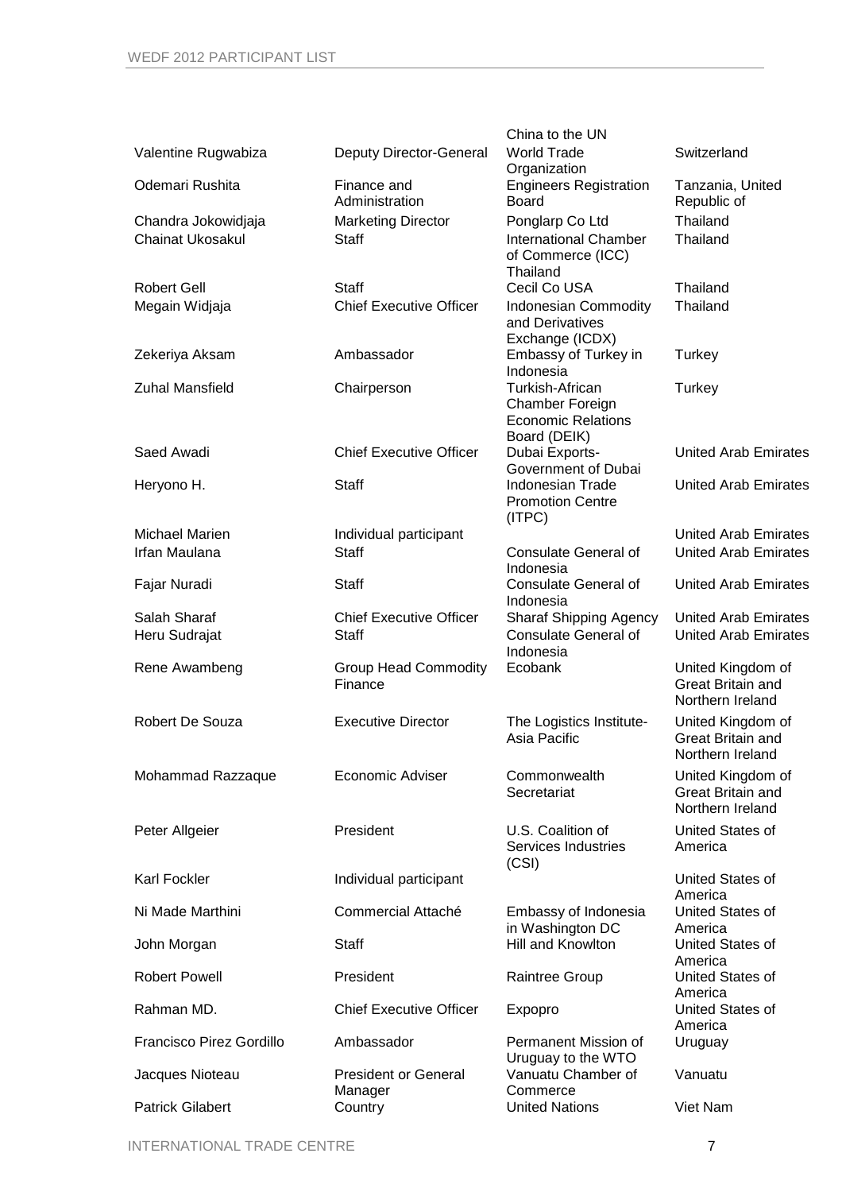| | | China to the UN | |
|---|---|---|---|
| Valentine Rugwabiza | Deputy Director-General | World Trade Organization | Switzerland |
| Odemari Rushita | Finance and Administration | Engineers Registration Board | Tanzania, United Republic of |
| Chandra Jokowidjaja | Marketing Director | Ponglarp Co Ltd | Thailand |
| Chainat Ukosakul | Staff | International Chamber of Commerce (ICC) Thailand | Thailand |
| Robert Gell | Staff | Cecil Co USA | Thailand |
| Megain Widjaja | Chief Executive Officer | Indonesian Commodity and Derivatives Exchange (ICDX) | Thailand |
| Zekeriya Aksam | Ambassador | Embassy of Turkey in Indonesia | Turkey |
| Zuhal Mansfield | Chairperson | Turkish-African Chamber Foreign Economic Relations Board (DEIK) | Turkey |
| Saed Awadi | Chief Executive Officer | Dubai Exports-Government of Dubai | United Arab Emirates |
| Heryono H. | Staff | Indonesian Trade Promotion Centre (ITPC) | United Arab Emirates |
| Michael Marien | Individual participant | | United Arab Emirates |
| Irfan Maulana | Staff | Consulate General of Indonesia | United Arab Emirates |
| Fajar Nuradi | Staff | Consulate General of Indonesia | United Arab Emirates |
| Salah Sharaf | Chief Executive Officer | Sharaf Shipping Agency | United Arab Emirates |
| Heru Sudrajat | Staff | Consulate General of Indonesia | United Arab Emirates |
| Rene Awambeng | Group Head Commodity Finance | Ecobank | United Kingdom of Great Britain and Northern Ireland |
| Robert De Souza | Executive Director | The Logistics Institute-Asia Pacific | United Kingdom of Great Britain and Northern Ireland |
| Mohammad Razzaque | Economic Adviser | Commonwealth Secretariat | United Kingdom of Great Britain and Northern Ireland |
| Peter Allgeier | President | U.S. Coalition of Services Industries (CSI) | United States of America |
| Karl Fockler | Individual participant | | United States of America |
| Ni Made Marthini | Commercial Attaché | Embassy of Indonesia in Washington DC | United States of America |
| John Morgan | Staff | Hill and Knowlton | United States of America |
| Robert Powell | President | Raintree Group | United States of America |
| Rahman MD. | Chief Executive Officer | Expopro | United States of America |
| Francisco Pirez Gordillo | Ambassador | Permanent Mission of Uruguay to the WTO | Uruguay |
| Jacques Nioteau | President or General Manager | Vanuatu Chamber of Commerce | Vanuatu |
| Patrick Gilabert | Country | United Nations | Viet Nam |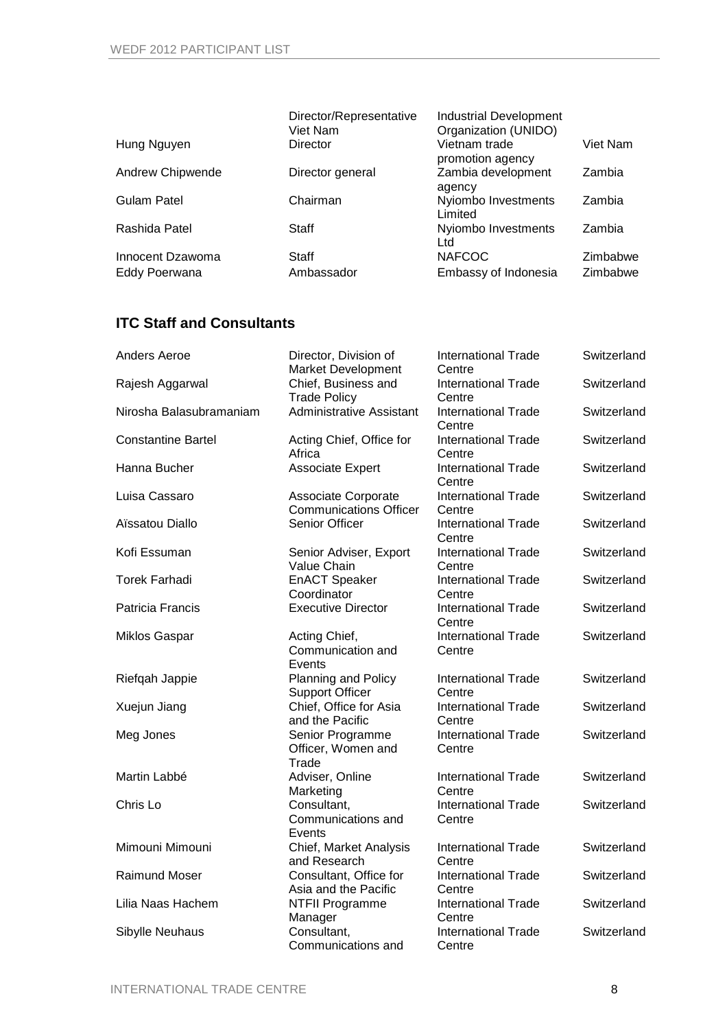| | | | |
|---|---|---|---|
| | Director/Representative Viet Nam | Industrial Development Organization (UNIDO) | |
| Hung Nguyen | Director | Vietnam trade promotion agency | Viet Nam |
| Andrew Chipwende | Director general | Zambia development agency | Zambia |
| Gulam Patel | Chairman | Nyiombo Investments Limited | Zambia |
| Rashida Patel | Staff | Nyiombo Investments Ltd | Zambia |
| Innocent Dzawoma | Staff | NAFCOC | Zimbabwe |
| Eddy Poerwana | Ambassador | Embassy of Indonesia | Zimbabwe |

## ITC Staff and Consultants

| | | | |
|---|---|---|---|
| Anders Aeroe | Director, Division of Market Development | International Trade Centre | Switzerland |
| Rajesh Aggarwal | Chief, Business and Trade Policy | International Trade Centre | Switzerland |
| Nirosha Balasubramaniam | Administrative Assistant | International Trade Centre | Switzerland |
| Constantine Bartel | Acting Chief, Office for Africa | International Trade Centre | Switzerland |
| Hanna Bucher | Associate Expert | International Trade Centre | Switzerland |
| Luisa Cassaro | Associate Corporate Communications Officer | International Trade Centre | Switzerland |
| Aïssatou Diallo | Senior Officer | International Trade Centre | Switzerland |
| Kofi Essuman | Senior Adviser, Export Value Chain | International Trade Centre | Switzerland |
| Torek Farhadi | EnACT Speaker Coordinator | International Trade Centre | Switzerland |
| Patricia Francis | Executive Director | International Trade Centre | Switzerland |
| Miklos Gaspar | Acting Chief, Communication and Events | International Trade Centre | Switzerland |
| Riefqah Jappie | Planning and Policy Support Officer | International Trade Centre | Switzerland |
| Xuejun Jiang | Chief, Office for Asia and the Pacific | International Trade Centre | Switzerland |
| Meg Jones | Senior Programme Officer, Women and Trade | International Trade Centre | Switzerland |
| Martin Labbé | Adviser, Online Marketing | International Trade Centre | Switzerland |
| Chris Lo | Consultant, Communications and Events | International Trade Centre | Switzerland |
| Mimouni Mimouni | Chief, Market Analysis and Research | International Trade Centre | Switzerland |
| Raimund Moser | Consultant, Office for Asia and the Pacific | International Trade Centre | Switzerland |
| Lilia Naas Hachem | NTFII Programme Manager | International Trade Centre | Switzerland |
| Sibylle Neuhaus | Consultant, Communications and | International Trade Centre | Switzerland |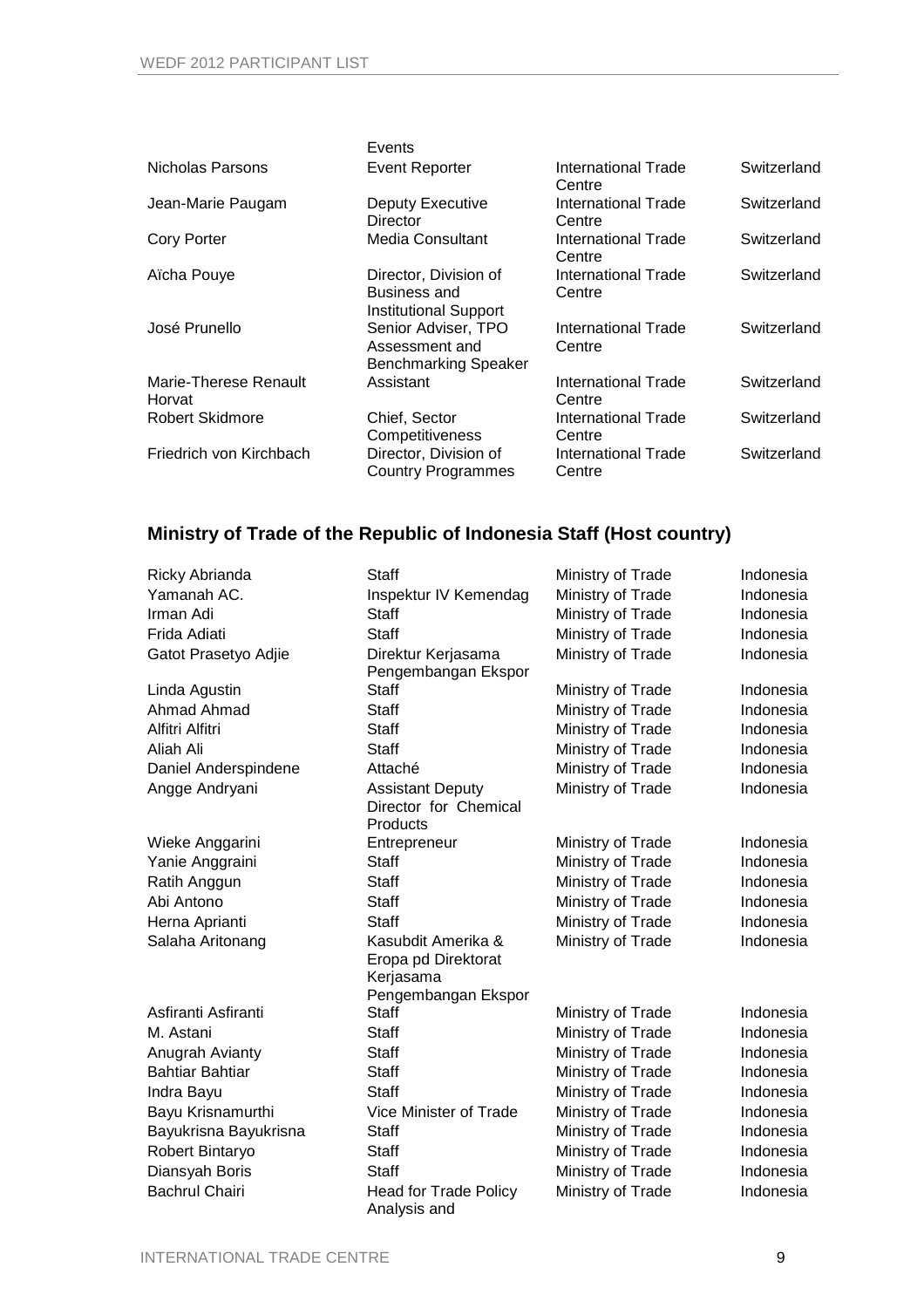| | | | |
|---|---|---|---|
| | Events | | |
| Nicholas Parsons | Event Reporter | International Trade Centre | Switzerland |
| Jean-Marie Paugam | Deputy Executive Director | International Trade Centre | Switzerland |
| Cory Porter | Media Consultant | International Trade Centre | Switzerland |
| Aïcha Pouye | Director, Division of Business and Institutional Support | International Trade Centre | Switzerland |
| José Prunello | Senior Adviser, TPO Assessment and Benchmarking Speaker | International Trade Centre | Switzerland |
| Marie-Therese Renault Horvat | Assistant | International Trade Centre | Switzerland |
| Robert Skidmore | Chief, Sector Competitiveness | International Trade Centre | Switzerland |
| Friedrich von Kirchbach | Director, Division of Country Programmes | International Trade Centre | Switzerland |

## Ministry of Trade of the Republic of Indonesia Staff (Host country)

| | | | |
|---|---|---|---|
| Ricky Abrianda | Staff | Ministry of Trade | Indonesia |
| Yamanah AC. | Inspektur IV Kemendag | Ministry of Trade | Indonesia |
| Irman Adi | Staff | Ministry of Trade | Indonesia |
| Frida Adiati | Staff | Ministry of Trade | Indonesia |
| Gatot Prasetyo Adjie | Direktur Kerjasama Pengembangan Ekspor | Ministry of Trade | Indonesia |
| Linda Agustin | Staff | Ministry of Trade | Indonesia |
| Ahmad Ahmad | Staff | Ministry of Trade | Indonesia |
| Alfitri Alfitri | Staff | Ministry of Trade | Indonesia |
| Aliah Ali | Staff | Ministry of Trade | Indonesia |
| Daniel Anderspindene | Attaché | Ministry of Trade | Indonesia |
| Angge Andryani | Assistant Deputy Director for Chemical Products | Ministry of Trade | Indonesia |
| Wieke Anggarini | Entrepreneur | Ministry of Trade | Indonesia |
| Yanie Anggraini | Staff | Ministry of Trade | Indonesia |
| Ratih Anggun | Staff | Ministry of Trade | Indonesia |
| Abi Antono | Staff | Ministry of Trade | Indonesia |
| Herna Aprianti | Staff | Ministry of Trade | Indonesia |
| Salaha Aritonang | Kasubdit Amerika & Eropa pd Direktorat Kerjasama Pengembangan Ekspor | Ministry of Trade | Indonesia |
| Asfiranti Asfiranti | Staff | Ministry of Trade | Indonesia |
| M. Astani | Staff | Ministry of Trade | Indonesia |
| Anugrah Avianty | Staff | Ministry of Trade | Indonesia |
| Bahtiar Bahtiar | Staff | Ministry of Trade | Indonesia |
| Indra Bayu | Staff | Ministry of Trade | Indonesia |
| Bayu Krisnamurthi | Vice Minister of Trade | Ministry of Trade | Indonesia |
| Bayukrisna Bayukrisna | Staff | Ministry of Trade | Indonesia |
| Robert Bintaryo | Staff | Ministry of Trade | Indonesia |
| Diansyah Boris | Staff | Ministry of Trade | Indonesia |
| Bachrul Chairi | Head for Trade Policy Analysis and | Ministry of Trade | Indonesia |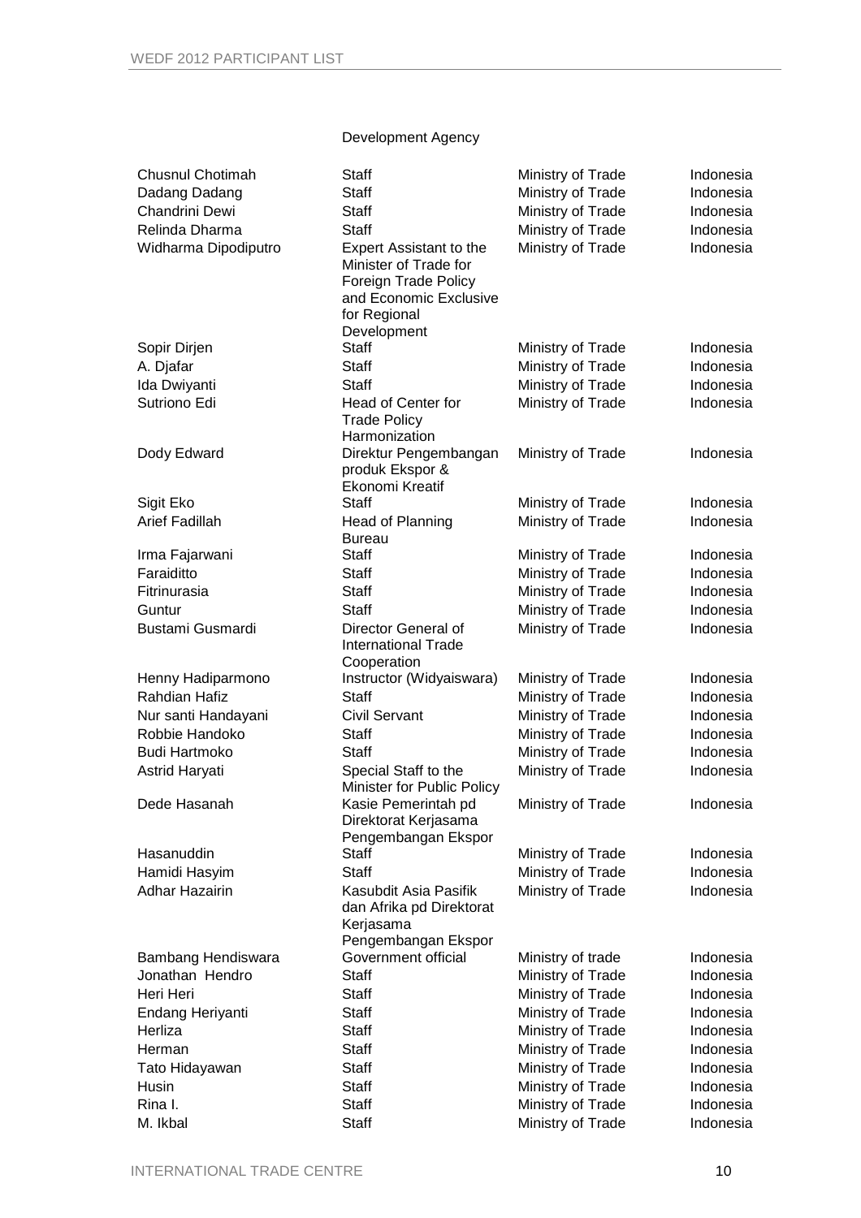Development Agency

| | | | |
|---|---|---|---|
| Chusnul Chotimah | Staff | Ministry of Trade | Indonesia |
| Dadang Dadang | Staff | Ministry of Trade | Indonesia |
| Chandrini Dewi | Staff | Ministry of Trade | Indonesia |
| Relinda Dharma | Staff | Ministry of Trade | Indonesia |
| Widharma Dipodiputro | Expert Assistant to the Minister of Trade for Foreign Trade Policy and Economic Exclusive for Regional Development | Ministry of Trade | Indonesia |
| Sopir Dirjen | Staff | Ministry of Trade | Indonesia |
| A. Djafar | Staff | Ministry of Trade | Indonesia |
| Ida Dwiyanti | Staff | Ministry of Trade | Indonesia |
| Sutriono Edi | Head of Center for Trade Policy Harmonization | Ministry of Trade | Indonesia |
| Dody Edward | Direktur Pengembangan produk Ekspor & Ekonomi Kreatif | Ministry of Trade | Indonesia |
| Sigit Eko | Staff | Ministry of Trade | Indonesia |
| Arief Fadillah | Head of Planning Bureau | Ministry of Trade | Indonesia |
| Irma Fajarwani | Staff | Ministry of Trade | Indonesia |
| Faraiditto | Staff | Ministry of Trade | Indonesia |
| Fitrinurasia | Staff | Ministry of Trade | Indonesia |
| Guntur | Staff | Ministry of Trade | Indonesia |
| Bustami Gusmardi | Director General of International Trade Cooperation | Ministry of Trade | Indonesia |
| Henny Hadiparmono | Instructor (Widyaiswara) | Ministry of Trade | Indonesia |
| Rahdian Hafiz | Staff | Ministry of Trade | Indonesia |
| Nur santi Handayani | Civil Servant | Ministry of Trade | Indonesia |
| Robbie Handoko | Staff | Ministry of Trade | Indonesia |
| Budi Hartmoko | Staff | Ministry of Trade | Indonesia |
| Astrid Haryati | Special Staff to the Minister for Public Policy | Ministry of Trade | Indonesia |
| Dede Hasanah | Kasie Pemerintah pd Direktorat Kerjasama Pengembangan Ekspor | Ministry of Trade | Indonesia |
| Hasanuddin | Staff | Ministry of Trade | Indonesia |
| Hamidi Hasyim | Staff | Ministry of Trade | Indonesia |
| Adhar Hazairin | Kasubdit Asia Pasifik dan Afrika pd Direktorat Kerjasama Pengembangan Ekspor | Ministry of Trade | Indonesia |
| Bambang Hendiswara | Government official | Ministry of trade | Indonesia |
| Jonathan Hendro | Staff | Ministry of Trade | Indonesia |
| Heri Heri | Staff | Ministry of Trade | Indonesia |
| Endang Heriyanti | Staff | Ministry of Trade | Indonesia |
| Herliza | Staff | Ministry of Trade | Indonesia |
| Herman | Staff | Ministry of Trade | Indonesia |
| Tato Hidayawan | Staff | Ministry of Trade | Indonesia |
| Husin | Staff | Ministry of Trade | Indonesia |
| Rina I. | Staff | Ministry of Trade | Indonesia |
| M. Ikbal | Staff | Ministry of Trade | Indonesia |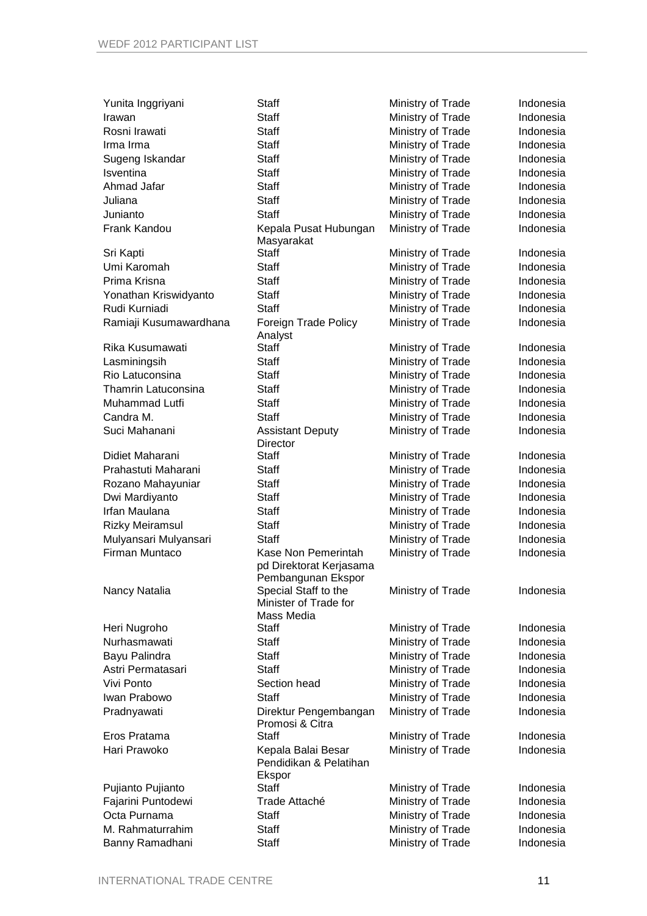| | | | |
|---|---|---|---|
| Yunita Inggriyani | Staff | Ministry of Trade | Indonesia |
| Irawan | Staff | Ministry of Trade | Indonesia |
| Rosni Irawati | Staff | Ministry of Trade | Indonesia |
| Irma Irma | Staff | Ministry of Trade | Indonesia |
| Sugeng Iskandar | Staff | Ministry of Trade | Indonesia |
| Isventina | Staff | Ministry of Trade | Indonesia |
| Ahmad Jafar | Staff | Ministry of Trade | Indonesia |
| Juliana | Staff | Ministry of Trade | Indonesia |
| Junianto | Staff | Ministry of Trade | Indonesia |
| Frank Kandou | Kepala Pusat Hubungan Masyarakat | Ministry of Trade | Indonesia |
| Sri Kapti | Staff | Ministry of Trade | Indonesia |
| Umi Karomah | Staff | Ministry of Trade | Indonesia |
| Prima Krisna | Staff | Ministry of Trade | Indonesia |
| Yonathan Kriswidyanto | Staff | Ministry of Trade | Indonesia |
| Rudi Kurniadi | Staff | Ministry of Trade | Indonesia |
| Ramiaji Kusumawardhana | Foreign Trade Policy Analyst | Ministry of Trade | Indonesia |
| Rika Kusumawati | Staff | Ministry of Trade | Indonesia |
| Lasminingsih | Staff | Ministry of Trade | Indonesia |
| Rio Latuconsina | Staff | Ministry of Trade | Indonesia |
| Thamrin Latuconsina | Staff | Ministry of Trade | Indonesia |
| Muhammad Lutfi | Staff | Ministry of Trade | Indonesia |
| Candra M. | Staff | Ministry of Trade | Indonesia |
| Suci Mahanani | Assistant Deputy Director | Ministry of Trade | Indonesia |
| Didiet Maharani | Staff | Ministry of Trade | Indonesia |
| Prahastuti Maharani | Staff | Ministry of Trade | Indonesia |
| Rozano Mahayuniar | Staff | Ministry of Trade | Indonesia |
| Dwi Mardiyanto | Staff | Ministry of Trade | Indonesia |
| Irfan Maulana | Staff | Ministry of Trade | Indonesia |
| Rizky Meiramsul | Staff | Ministry of Trade | Indonesia |
| Mulyansari Mulyansari | Staff | Ministry of Trade | Indonesia |
| Firman Muntaco | Kase Non Pemerintah pd Direktorat Kerjasama Pembangunan Ekspor | Ministry of Trade | Indonesia |
| Nancy Natalia | Special Staff to the Minister of Trade for Mass Media | Ministry of Trade | Indonesia |
| Heri Nugroho | Staff | Ministry of Trade | Indonesia |
| Nurhasmawati | Staff | Ministry of Trade | Indonesia |
| Bayu Palindra | Staff | Ministry of Trade | Indonesia |
| Astri Permatasari | Staff | Ministry of Trade | Indonesia |
| Vivi Ponto | Section head | Ministry of Trade | Indonesia |
| Iwan Prabowo | Staff | Ministry of Trade | Indonesia |
| Pradnyawati | Direktur Pengembangan Promosi & Citra | Ministry of Trade | Indonesia |
| Eros Pratama | Staff | Ministry of Trade | Indonesia |
| Hari Prawoko | Kepala Balai Besar Pendidikan & Pelatihan Ekspor | Ministry of Trade | Indonesia |
| Pujianto Pujianto | Staff | Ministry of Trade | Indonesia |
| Fajarini Puntodewi | Trade Attaché | Ministry of Trade | Indonesia |
| Octa Purnama | Staff | Ministry of Trade | Indonesia |
| M. Rahmaturrahim | Staff | Ministry of Trade | Indonesia |
| Banny Ramadhani | Staff | Ministry of Trade | Indonesia |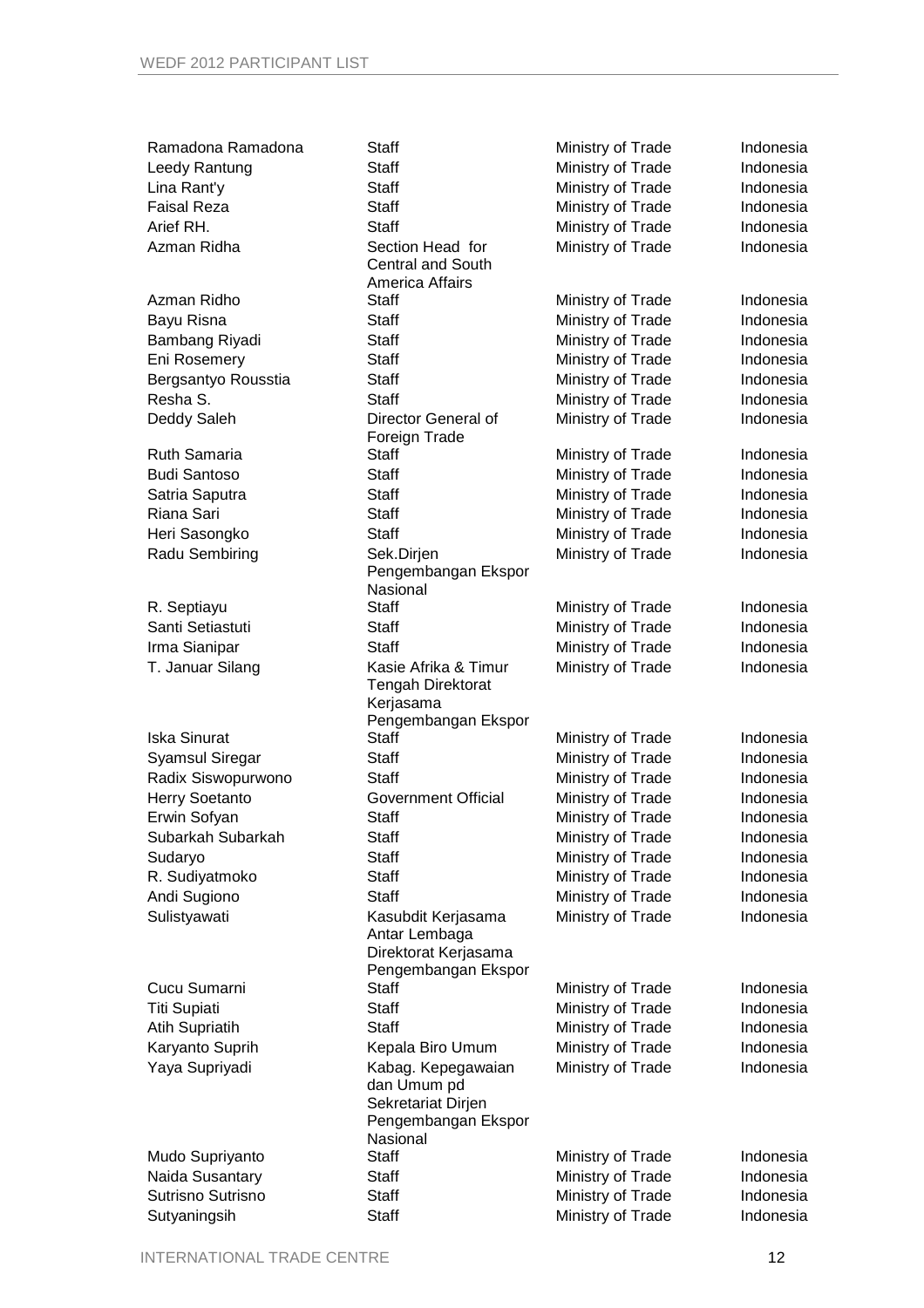| | | | |
|---|---|---|---|
| Ramadona Ramadona | Staff | Ministry of Trade | Indonesia |
| Leedy Rantung | Staff | Ministry of Trade | Indonesia |
| Lina Rant'y | Staff | Ministry of Trade | Indonesia |
| Faisal Reza | Staff | Ministry of Trade | Indonesia |
| Arief RH. | Staff | Ministry of Trade | Indonesia |
| Azman Ridha | Section Head for Central and South America Affairs | Ministry of Trade | Indonesia |
| Azman Ridho | Staff | Ministry of Trade | Indonesia |
| Bayu Risna | Staff | Ministry of Trade | Indonesia |
| Bambang Riyadi | Staff | Ministry of Trade | Indonesia |
| Eni Rosemery | Staff | Ministry of Trade | Indonesia |
| Bergsantyo Rousstia | Staff | Ministry of Trade | Indonesia |
| Resha S. | Staff | Ministry of Trade | Indonesia |
| Deddy Saleh | Director General of Foreign Trade | Ministry of Trade | Indonesia |
| Ruth Samaria | Staff | Ministry of Trade | Indonesia |
| Budi Santoso | Staff | Ministry of Trade | Indonesia |
| Satria Saputra | Staff | Ministry of Trade | Indonesia |
| Riana Sari | Staff | Ministry of Trade | Indonesia |
| Heri Sasongko | Staff | Ministry of Trade | Indonesia |
| Radu Sembiring | Sek.Dirjen Pengembangan Ekspor Nasional | Ministry of Trade | Indonesia |
| R. Septiayu | Staff | Ministry of Trade | Indonesia |
| Santi Setiastuti | Staff | Ministry of Trade | Indonesia |
| Irma Sianipar | Staff | Ministry of Trade | Indonesia |
| T. Januar Silang | Kasie Afrika & Timur Tengah Direktorat Kerjasama Pengembangan Ekspor | Ministry of Trade | Indonesia |
| Iska Sinurat | Staff | Ministry of Trade | Indonesia |
| Syamsul Siregar | Staff | Ministry of Trade | Indonesia |
| Radix Siswopurwono | Staff | Ministry of Trade | Indonesia |
| Herry Soetanto | Government Official | Ministry of Trade | Indonesia |
| Erwin Sofyan | Staff | Ministry of Trade | Indonesia |
| Subarkah Subarkah | Staff | Ministry of Trade | Indonesia |
| Sudaryo | Staff | Ministry of Trade | Indonesia |
| R. Sudiyatmoko | Staff | Ministry of Trade | Indonesia |
| Andi Sugiono | Staff | Ministry of Trade | Indonesia |
| Sulistyawati | Kasubdit Kerjasama Antar Lembaga Direktorat Kerjasama Pengembangan Ekspor | Ministry of Trade | Indonesia |
| Cucu Sumarni | Staff | Ministry of Trade | Indonesia |
| Titi Supiati | Staff | Ministry of Trade | Indonesia |
| Atih Supriatih | Staff | Ministry of Trade | Indonesia |
| Karyanto Suprih | Kepala Biro Umum | Ministry of Trade | Indonesia |
| Yaya Supriyadi | Kabag. Kepegawaian dan Umum pd Sekretariat Dirjen Pengembangan Ekspor Nasional | Ministry of Trade | Indonesia |
| Mudo Supriyanto | Staff | Ministry of Trade | Indonesia |
| Naida Susantary | Staff | Ministry of Trade | Indonesia |
| Sutrisno Sutrisno | Staff | Ministry of Trade | Indonesia |
| Sutyaningsih | Staff | Ministry of Trade | Indonesia |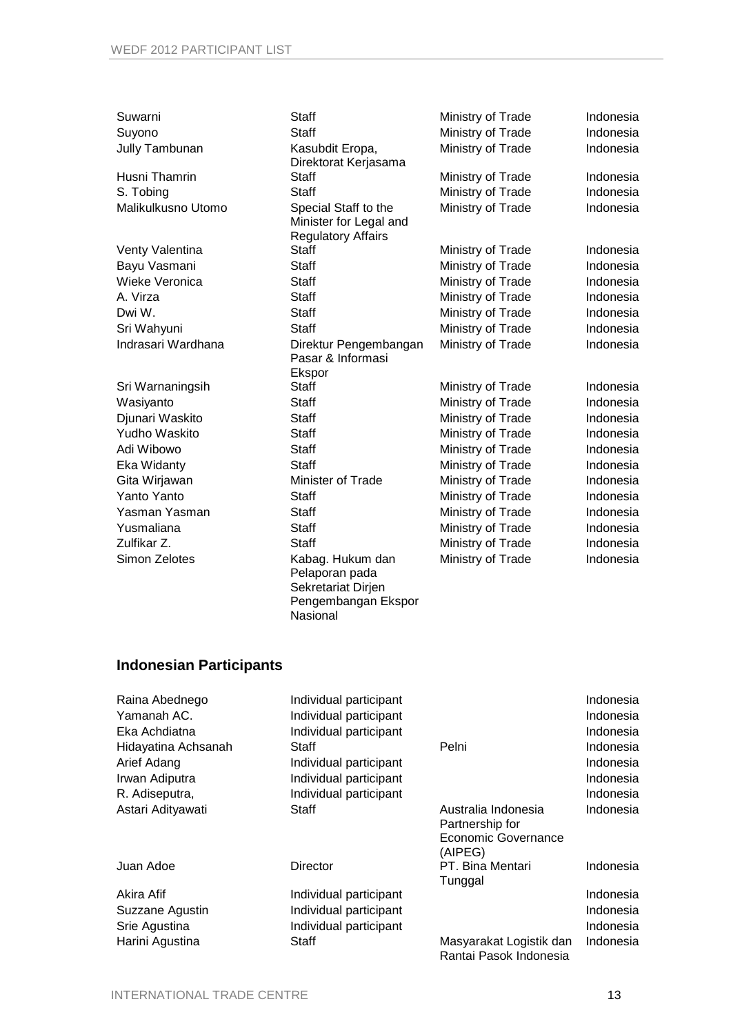| | | | |
|---|---|---|---|
| Suwarni | Staff | Ministry of Trade | Indonesia |
| Suyono | Staff | Ministry of Trade | Indonesia |
| Jully Tambunan | Kasubdit Eropa, Direktorat Kerjasama | Ministry of Trade | Indonesia |
| Husni Thamrin | Staff | Ministry of Trade | Indonesia |
| S. Tobing | Staff | Ministry of Trade | Indonesia |
| Malikulkusno Utomo | Special Staff to the Minister for Legal and Regulatory Affairs | Ministry of Trade | Indonesia |
| Venty Valentina | Staff | Ministry of Trade | Indonesia |
| Bayu Vasmani | Staff | Ministry of Trade | Indonesia |
| Wieke Veronica | Staff | Ministry of Trade | Indonesia |
| A. Virza | Staff | Ministry of Trade | Indonesia |
| Dwi W. | Staff | Ministry of Trade | Indonesia |
| Sri Wahyuni | Staff | Ministry of Trade | Indonesia |
| Indrasari Wardhana | Direktur Pengembangan Pasar & Informasi Ekspor | Ministry of Trade | Indonesia |
| Sri Warnaningsih | Staff | Ministry of Trade | Indonesia |
| Wasiyanto | Staff | Ministry of Trade | Indonesia |
| Djunari Waskito | Staff | Ministry of Trade | Indonesia |
| Yudho Waskito | Staff | Ministry of Trade | Indonesia |
| Adi Wibowo | Staff | Ministry of Trade | Indonesia |
| Eka Widanty | Staff | Ministry of Trade | Indonesia |
| Gita Wirjawan | Minister of Trade | Ministry of Trade | Indonesia |
| Yanto Yanto | Staff | Ministry of Trade | Indonesia |
| Yasman Yasman | Staff | Ministry of Trade | Indonesia |
| Yusmaliana | Staff | Ministry of Trade | Indonesia |
| Zulfikar Z. | Staff | Ministry of Trade | Indonesia |
| Simon Zelotes | Kabag. Hukum dan Pelaporan pada Sekretariat Dirjen Pengembangan Ekspor Nasional | Ministry of Trade | Indonesia |

## Indonesian Participants

| | | | |
|---|---|---|---|
| Raina Abednego | Individual participant | | Indonesia |
| Yamanah AC. | Individual participant | | Indonesia |
| Eka Achdiatna | Individual participant | | Indonesia |
| Hidayatina Achsanah | Staff | Pelni | Indonesia |
| Arief Adang | Individual participant | | Indonesia |
| Irwan Adiputra | Individual participant | | Indonesia |
| R. Adiseputra, | Individual participant | | Indonesia |
| Astari Adityawati | Staff | Australia Indonesia Partnership for Economic Governance (AIPEG) | Indonesia |
| Juan Adoe | Director | PT. Bina Mentari Tunggal | Indonesia |
| Akira Afif | Individual participant | | Indonesia |
| Suzzane Agustin | Individual participant | | Indonesia |
| Srie Agustina | Individual participant | | Indonesia |
| Harini Agustina | Staff | Masyarakat Logistik dan Rantai Pasok Indonesia | Indonesia |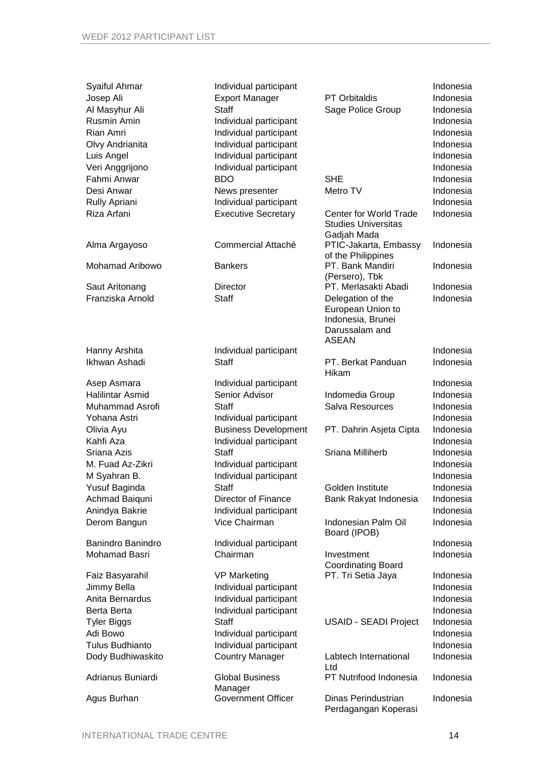| | | | |
|---|---|---|---|
| Syaiful Ahmar | Individual participant | | Indonesia |
| Josep Ali | Export Manager | PT Orbitaldis | Indonesia |
| Al Masyhur Ali | Staff | Sage Police Group | Indonesia |
| Rusmin Amin | Individual participant | | Indonesia |
| Rian Amri | Individual participant | | Indonesia |
| Olvy Andrianita | Individual participant | | Indonesia |
| Luis Angel | Individual participant | | Indonesia |
| Veri Anggrijono | Individual participant | | Indonesia |
| Fahmi Anwar | BDO | SHE | Indonesia |
| Desi Anwar | News presenter | Metro TV | Indonesia |
| Rully Apriani | Individual participant | | Indonesia |
| Riza Arfani | Executive Secretary | Center for World Trade Studies Universitas Gadjah Mada | Indonesia |
| Alma Argayoso | Commercial Attaché | PTIC-Jakarta, Embassy of the Philippines | Indonesia |
| Mohamad Aribowo | Bankers | PT. Bank Mandiri (Persero), Tbk | Indonesia |
| Saut Aritonang | Director | PT. Merlasakti Abadi | Indonesia |
| Franziska Arnold | Staff | Delegation of the European Union to Indonesia, Brunei Darussalam and ASEAN | Indonesia |
| Hanny Arshita | Individual participant | | Indonesia |
| Ikhwan Ashadi | Staff | PT. Berkat Panduan Hikam | Indonesia |
| Asep Asmara | Individual participant | | Indonesia |
| Halilintar Asmid | Senior Advisor | Indomedia Group | Indonesia |
| Muhammad Asrofi | Staff | Salva Resources | Indonesia |
| Yohana Astri | Individual participant | | Indonesia |
| Olivia Ayu | Business Development | PT. Dahrin Asjeta Cipta | Indonesia |
| Kahfi Aza | Individual participant | | Indonesia |
| Sriana Azis | Staff | Sriana Milliherb | Indonesia |
| M. Fuad Az-Zikri | Individual participant | | Indonesia |
| M Syahran B. | Individual participant | | Indonesia |
| Yusuf Baginda | Staff | Golden Institute | Indonesia |
| Achmad Baiquni | Director of Finance | Bank Rakyat Indonesia | Indonesia |
| Anindya Bakrie | Individual participant | | Indonesia |
| Derom Bangun | Vice Chairman | Indonesian Palm Oil Board (IPOB) | Indonesia |
| Banindro Banindro | Individual participant | | Indonesia |
| Mohamad Basri | Chairman | Investment Coordinating Board | Indonesia |
| Faiz Basyarahil | VP Marketing | PT. Tri Setia Jaya | Indonesia |
| Jimmy Bella | Individual participant | | Indonesia |
| Anita Bernardus | Individual participant | | Indonesia |
| Berta Berta | Individual participant | | Indonesia |
| Tyler Biggs | Staff | USAID - SEADI Project | Indonesia |
| Adi Bowo | Individual participant | | Indonesia |
| Tulus Budhianto | Individual participant | | Indonesia |
| Dody Budhiwaskito | Country Manager | Labtech International Ltd | Indonesia |
| Adrianus Buniardi | Global Business Manager | PT Nutrifood Indonesia | Indonesia |
| Agus Burhan | Government Officer | Dinas Perindustrian Perdagangan Koperasi | Indonesia |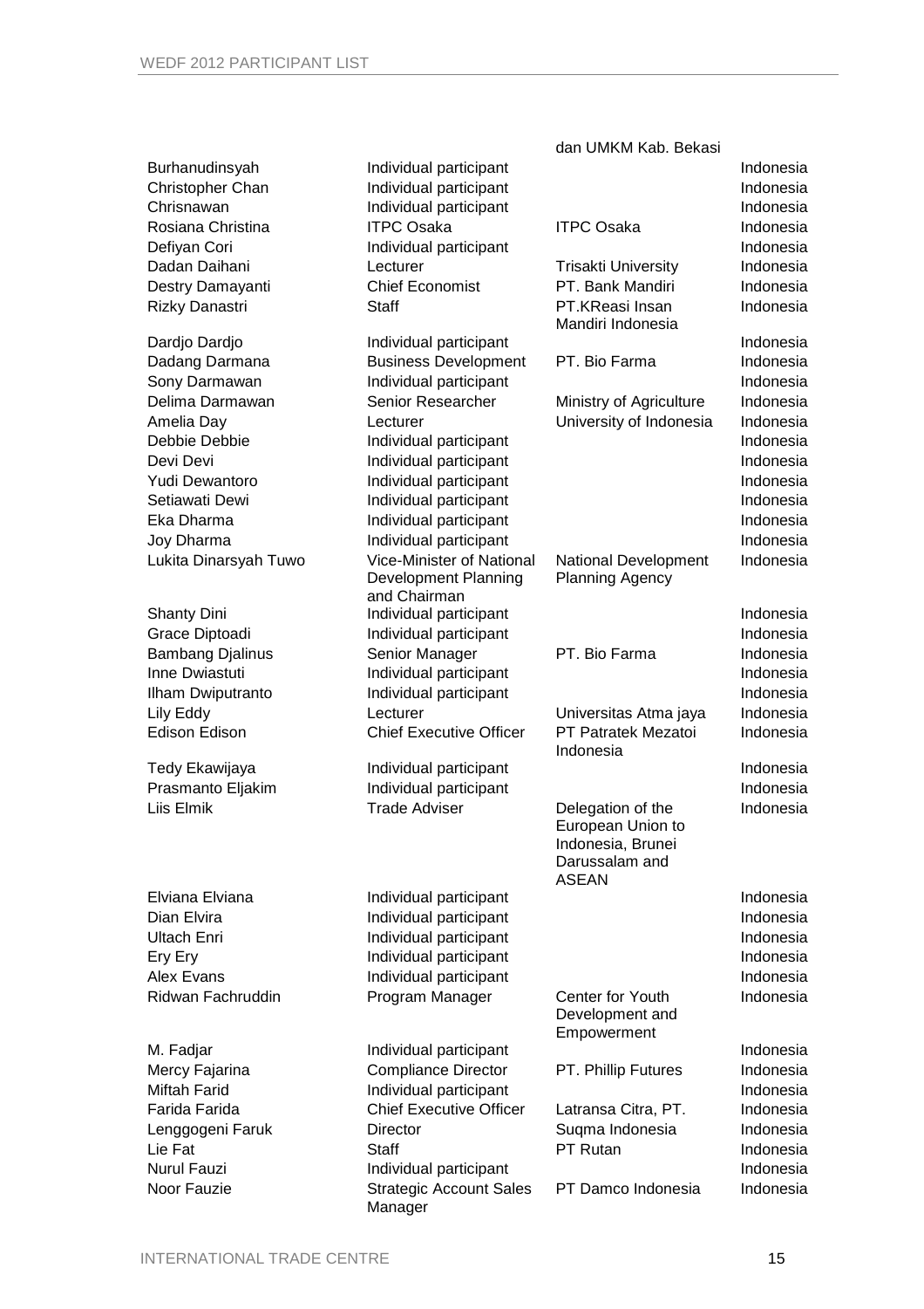| | | | |
|---|---|---|---|
| | | dan UMKM Kab. Bekasi | |
| Burhanudinsyah | Individual participant | | Indonesia |
| Christopher Chan | Individual participant | | Indonesia |
| Chrisnawan | Individual participant | | Indonesia |
| Rosiana Christina | ITPC Osaka | ITPC Osaka | Indonesia |
| Defiyan Cori | Individual participant | | Indonesia |
| Dadan Daihani | Lecturer | Trisakti University | Indonesia |
| Destry Damayanti | Chief Economist | PT. Bank Mandiri | Indonesia |
| Rizky Danastri | Staff | PT.KReasi Insan Mandiri Indonesia | Indonesia |
| Dardjo Dardjo | Individual participant | | Indonesia |
| Dadang Darmana | Business Development | PT. Bio Farma | Indonesia |
| Sony Darmawan | Individual participant | | Indonesia |
| Delima Darmawan | Senior Researcher | Ministry of Agriculture | Indonesia |
| Amelia Day | Lecturer | University of Indonesia | Indonesia |
| Debbie Debbie | Individual participant | | Indonesia |
| Devi Devi | Individual participant | | Indonesia |
| Yudi Dewantoro | Individual participant | | Indonesia |
| Setiawati Dewi | Individual participant | | Indonesia |
| Eka Dharma | Individual participant | | Indonesia |
| Joy Dharma | Individual participant | | Indonesia |
| Lukita Dinarsyah Tuwo | Vice-Minister of National Development Planning and Chairman | National Development Planning Agency | Indonesia |
| Shanty Dini | Individual participant | | Indonesia |
| Grace Diptoadi | Individual participant | | Indonesia |
| Bambang Djalinus | Senior Manager | PT. Bio Farma | Indonesia |
| Inne Dwiastuti | Individual participant | | Indonesia |
| Ilham Dwiputranto | Individual participant | | Indonesia |
| Lily Eddy | Lecturer | Universitas Atma jaya | Indonesia |
| Edison Edison | Chief Executive Officer | PT Patratek Mezatoi Indonesia | Indonesia |
| Tedy Ekawijaya | Individual participant | | Indonesia |
| Prasmanto Eljakim | Individual participant | | Indonesia |
| Liis Elmik | Trade Adviser | Delegation of the European Union to Indonesia, Brunei Darussalam and ASEAN | Indonesia |
| Elviana Elviana | Individual participant | | Indonesia |
| Dian Elvira | Individual participant | | Indonesia |
| Ultach Enri | Individual participant | | Indonesia |
| Ery Ery | Individual participant | | Indonesia |
| Alex Evans | Individual participant | | Indonesia |
| Ridwan Fachruddin | Program Manager | Center for Youth Development and Empowerment | Indonesia |
| M. Fadjar | Individual participant | | Indonesia |
| Mercy Fajarina | Compliance Director | PT. Phillip Futures | Indonesia |
| Miftah Farid | Individual participant | | Indonesia |
| Farida Farida | Chief Executive Officer | Latransa Citra, PT. | Indonesia |
| Lenggogeni Faruk | Director | Suqma Indonesia | Indonesia |
| Lie Fat | Staff | PT Rutan | Indonesia |
| Nurul Fauzi | Individual participant | | Indonesia |
| Noor Fauzie | Strategic Account Sales Manager | PT Damco Indonesia | Indonesia |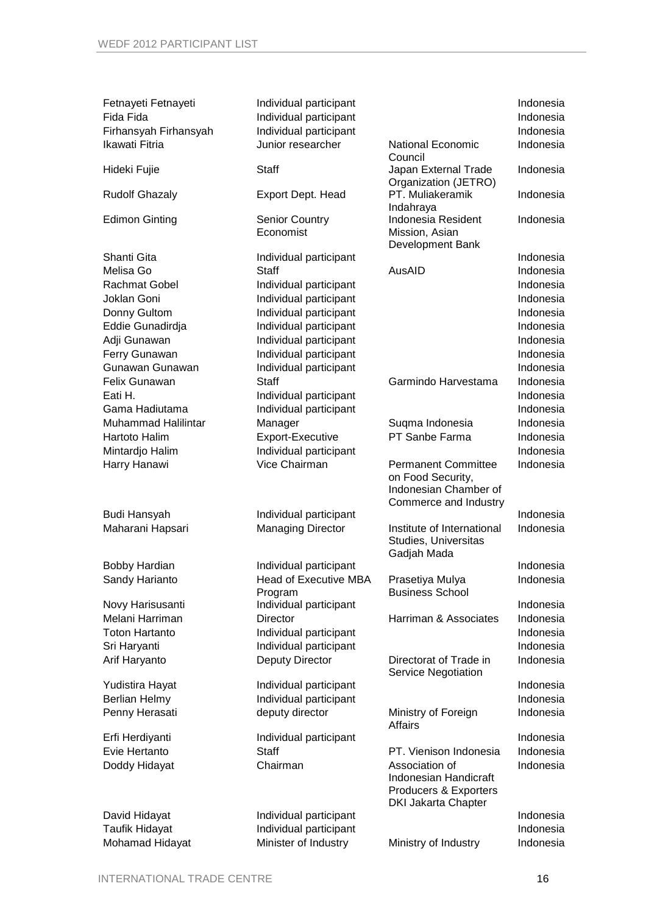| | | | |
|---|---|---|---|
| Fetnayeti Fetnayeti | Individual participant | | Indonesia |
| Fida Fida | Individual participant | | Indonesia |
| Firhansyah Firhansyah | Individual participant | | Indonesia |
| Ikawati Fitria | Junior researcher | National Economic Council | Indonesia |
| Hideki Fujie | Staff | Japan External Trade Organization (JETRO) | Indonesia |
| Rudolf Ghazaly | Export Dept. Head | PT. Muliakeramik Indahraya | Indonesia |
| Edimon Ginting | Senior Country Economist | Indonesia Resident Mission, Asian Development Bank | Indonesia |
| Shanti Gita | Individual participant | | Indonesia |
| Melisa Go | Staff | AusAID | Indonesia |
| Rachmat Gobel | Individual participant | | Indonesia |
| Joklan Goni | Individual participant | | Indonesia |
| Donny Gultom | Individual participant | | Indonesia |
| Eddie Gunadirdja | Individual participant | | Indonesia |
| Adji Gunawan | Individual participant | | Indonesia |
| Ferry Gunawan | Individual participant | | Indonesia |
| Gunawan Gunawan | Individual participant | | Indonesia |
| Felix Gunawan | Staff | Garmindo Harvestama | Indonesia |
| Eati H. | Individual participant | | Indonesia |
| Gama Hadiutama | Individual participant | | Indonesia |
| Muhammad Halilintar | Manager | Suqma Indonesia | Indonesia |
| Hartoto Halim | Export-Executive | PT Sanbe Farma | Indonesia |
| Mintardjo Halim | Individual participant | | Indonesia |
| Harry Hanawi | Vice Chairman | Permanent Committee on Food Security, Indonesian Chamber of Commerce and Industry | Indonesia |
| Budi Hansyah | Individual participant | | Indonesia |
| Maharani Hapsari | Managing Director | Institute of International Studies, Universitas Gadjah Mada | Indonesia |
| Bobby Hardian | Individual participant | | Indonesia |
| Sandy Harianto | Head of Executive MBA Program | Prasetiya Mulya Business School | Indonesia |
| Novy Harisusanti | Individual participant | | Indonesia |
| Melani Harriman | Director | Harriman & Associates | Indonesia |
| Toton Hartanto | Individual participant | | Indonesia |
| Sri Haryanti | Individual participant | | Indonesia |
| Arif Haryanto | Deputy Director | Directorat of Trade in Service Negotiation | Indonesia |
| Yudistira Hayat | Individual participant | | Indonesia |
| Berlian Helmy | Individual participant | | Indonesia |
| Penny Herasati | deputy director | Ministry of Foreign Affairs | Indonesia |
| Erfi Herdiyanti | Individual participant | | Indonesia |
| Evie Hertanto | Staff | PT. Vienison Indonesia | Indonesia |
| Doddy Hidayat | Chairman | Association of Indonesian Handicraft Producers & Exporters DKI Jakarta Chapter | Indonesia |
| David Hidayat | Individual participant | | Indonesia |
| Taufik Hidayat | Individual participant | | Indonesia |
| Mohamad Hidayat | Minister of Industry | Ministry of Industry | Indonesia |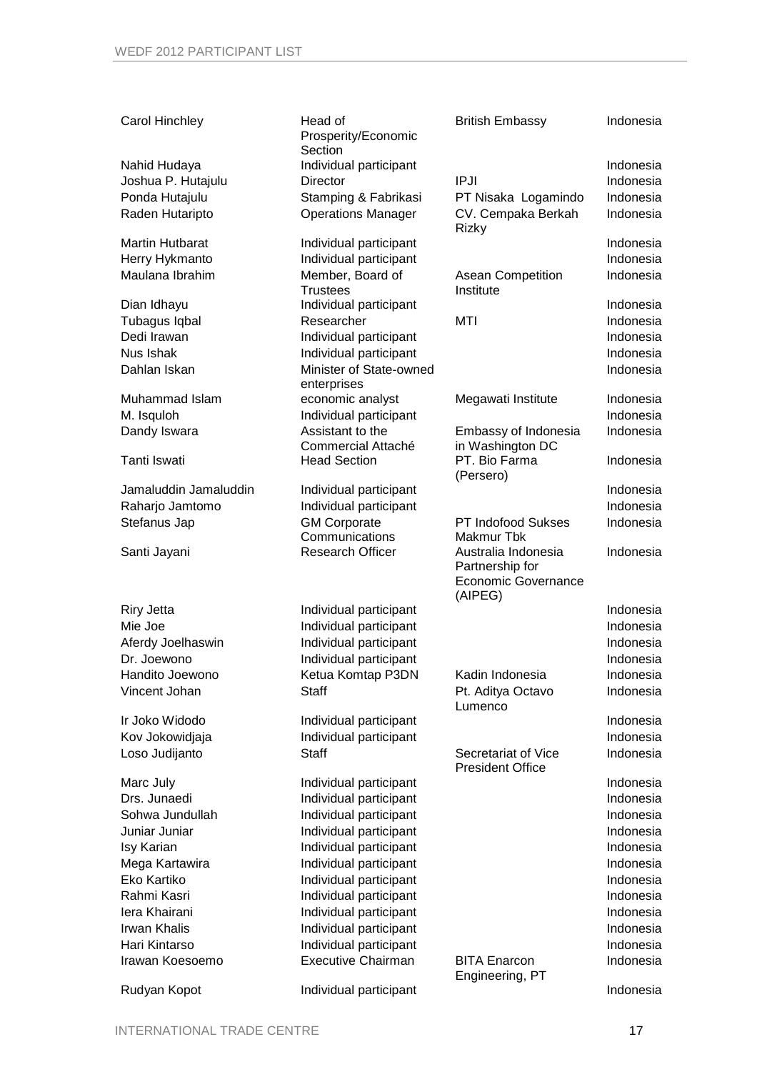| | | | |
|---|---|---|---|
| Carol Hinchley | Head of Prosperity/Economic Section | British Embassy | Indonesia |
| Nahid Hudaya | Individual participant | | Indonesia |
| Joshua P. Hutajulu | Director | IPJI | Indonesia |
| Ponda Hutajulu | Stamping & Fabrikasi | PT Nisaka Logamindo | Indonesia |
| Raden Hutaripto | Operations Manager | CV. Cempaka Berkah Rizky | Indonesia |
| Martin Hutbarat | Individual participant | | Indonesia |
| Herry Hykmanto | Individual participant | | Indonesia |
| Maulana Ibrahim | Member, Board of Trustees | Asean Competition Institute | Indonesia |
| Dian Idhayu | Individual participant | | Indonesia |
| Tubagus Iqbal | Researcher | MTI | Indonesia |
| Dedi Irawan | Individual participant | | Indonesia |
| Nus Ishak | Individual participant | | Indonesia |
| Dahlan Iskan | Minister of State-owned enterprises | | Indonesia |
| Muhammad Islam | economic analyst | Megawati Institute | Indonesia |
| M. Isquloh | Individual participant | | Indonesia |
| Dandy Iswara | Assistant to the Commercial Attaché | Embassy of Indonesia in Washington DC | Indonesia |
| Tanti Iswati | Head Section | PT. Bio Farma (Persero) | Indonesia |
| Jamaluddin Jamaluddin | Individual participant | | Indonesia |
| Raharjo Jamtomo | Individual participant | | Indonesia |
| Stefanus Jap | GM Corporate Communications | PT Indofood Sukses Makmur Tbk | Indonesia |
| Santi Jayani | Research Officer | Australia Indonesia Partnership for Economic Governance (AIPEG) | Indonesia |
| Riry Jetta | Individual participant | | Indonesia |
| Mie Joe | Individual participant | | Indonesia |
| Aferdy Joelhaswin | Individual participant | | Indonesia |
| Dr. Joewono | Individual participant | | Indonesia |
| Handito Joewono | Ketua Komtap P3DN | Kadin Indonesia | Indonesia |
| Vincent Johan | Staff | Pt. Aditya Octavo Lumenco | Indonesia |
| Ir Joko Widodo | Individual participant | | Indonesia |
| Kov Jokowidjaja | Individual participant | | Indonesia |
| Loso Judijanto | Staff | Secretariat of Vice President Office | Indonesia |
| Marc July | Individual participant | | Indonesia |
| Drs. Junaedi | Individual participant | | Indonesia |
| Sohwa Jundullah | Individual participant | | Indonesia |
| Juniar Juniar | Individual participant | | Indonesia |
| Isy Karian | Individual participant | | Indonesia |
| Mega Kartawira | Individual participant | | Indonesia |
| Eko Kartiko | Individual participant | | Indonesia |
| Rahmi Kasri | Individual participant | | Indonesia |
| Iera Khairani | Individual participant | | Indonesia |
| Irwan Khalis | Individual participant | | Indonesia |
| Hari Kintarso | Individual participant | | Indonesia |
| Irawan Koesoemo | Executive Chairman | BITA Enarcon Engineering, PT | Indonesia |
| Rudyan Kopot | Individual participant | | Indonesia |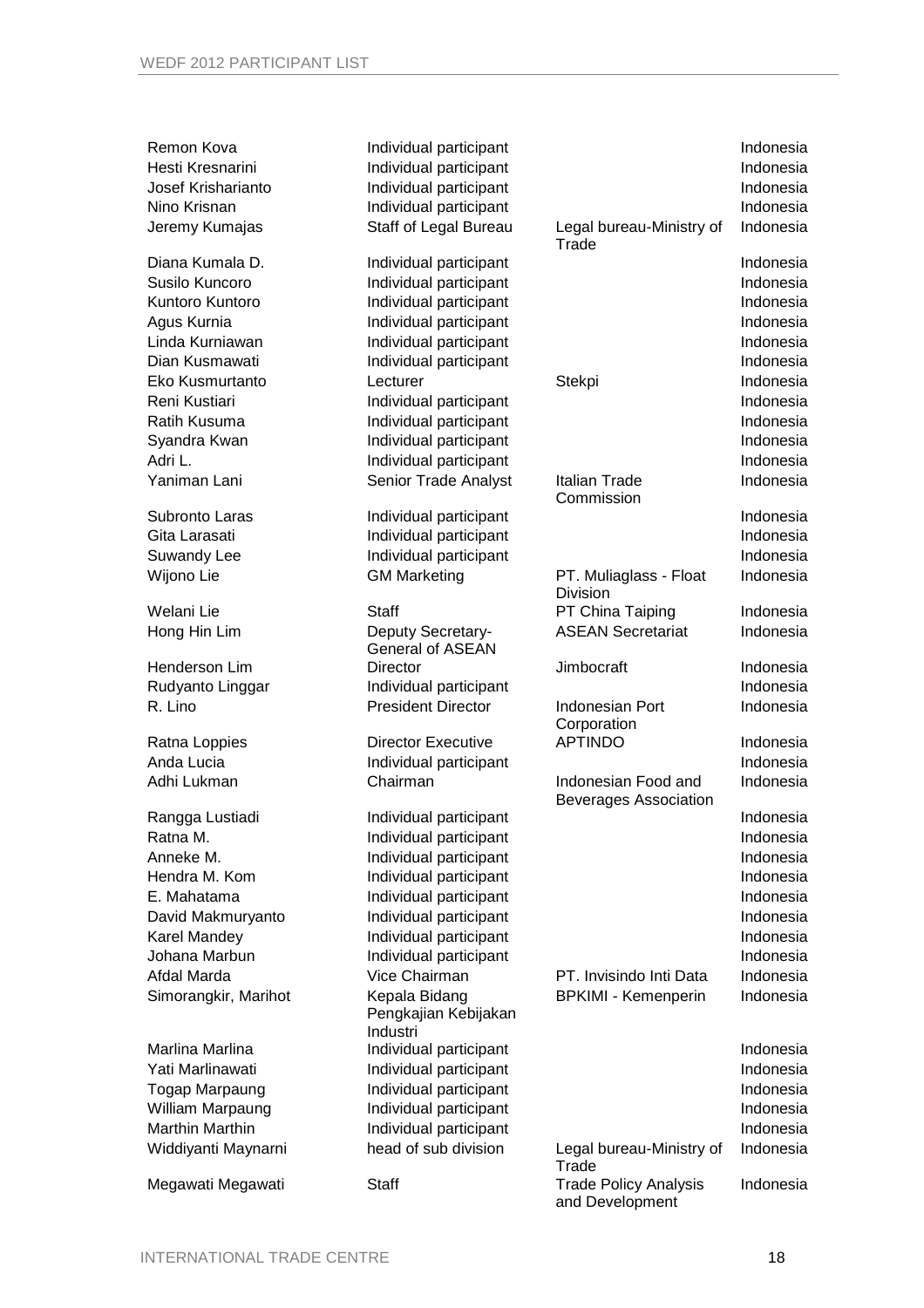| | | | |
|---|---|---|---|
| Remon Kova | Individual participant | | Indonesia |
| Hesti Kresnarini | Individual participant | | Indonesia |
| Josef Krisharianto | Individual participant | | Indonesia |
| Nino Krisnan | Individual participant | | Indonesia |
| Jeremy Kumajas | Staff of Legal Bureau | Legal bureau-Ministry of Trade | Indonesia |
| Diana Kumala D. | Individual participant | | Indonesia |
| Susilo Kuncoro | Individual participant | | Indonesia |
| Kuntoro Kuntoro | Individual participant | | Indonesia |
| Agus Kurnia | Individual participant | | Indonesia |
| Linda Kurniawan | Individual participant | | Indonesia |
| Dian Kusmawati | Individual participant | | Indonesia |
| Eko Kusmurtanto | Lecturer | Stekpi | Indonesia |
| Reni Kustiari | Individual participant | | Indonesia |
| Ratih Kusuma | Individual participant | | Indonesia |
| Syandra Kwan | Individual participant | | Indonesia |
| Adri L. | Individual participant | | Indonesia |
| Yaniman Lani | Senior Trade Analyst | Italian Trade Commission | Indonesia |
| Subronto Laras | Individual participant | | Indonesia |
| Gita Larasati | Individual participant | | Indonesia |
| Suwandy Lee | Individual participant | | Indonesia |
| Wijono Lie | GM Marketing | PT. Muliaglass - Float Division | Indonesia |
| Welani Lie | Staff | PT China Taiping | Indonesia |
| Hong Hin Lim | Deputy Secretary-General of ASEAN | ASEAN Secretariat | Indonesia |
| Henderson Lim | Director | Jimbocraft | Indonesia |
| Rudyanto Linggar | Individual participant | | Indonesia |
| R. Lino | President Director | Indonesian Port Corporation | Indonesia |
| Ratna Loppies | Director Executive | APTINDO | Indonesia |
| Anda Lucia | Individual participant | | Indonesia |
| Adhi Lukman | Chairman | Indonesian Food and Beverages Association | Indonesia |
| Rangga Lustiadi | Individual participant | | Indonesia |
| Ratna M. | Individual participant | | Indonesia |
| Anneke M. | Individual participant | | Indonesia |
| Hendra M. Kom | Individual participant | | Indonesia |
| E. Mahatama | Individual participant | | Indonesia |
| David Makmuryanto | Individual participant | | Indonesia |
| Karel Mandey | Individual participant | | Indonesia |
| Johana Marbun | Individual participant | | Indonesia |
| Afdal Marda | Vice Chairman | PT. Invisindo Inti Data | Indonesia |
| Simorangkir, Marihot | Kepala Bidang Pengkajian Kebijakan Industri | BPKIMI - Kemenperin | Indonesia |
| Marlina Marlina | Individual participant | | Indonesia |
| Yati Marlinawati | Individual participant | | Indonesia |
| Togap Marpaung | Individual participant | | Indonesia |
| William Marpaung | Individual participant | | Indonesia |
| Marthin Marthin | Individual participant | | Indonesia |
| Widdiyanti Maynarni | head of sub division | Legal bureau-Ministry of Trade | Indonesia |
| Megawati Megawati | Staff | Trade Policy Analysis and Development | Indonesia |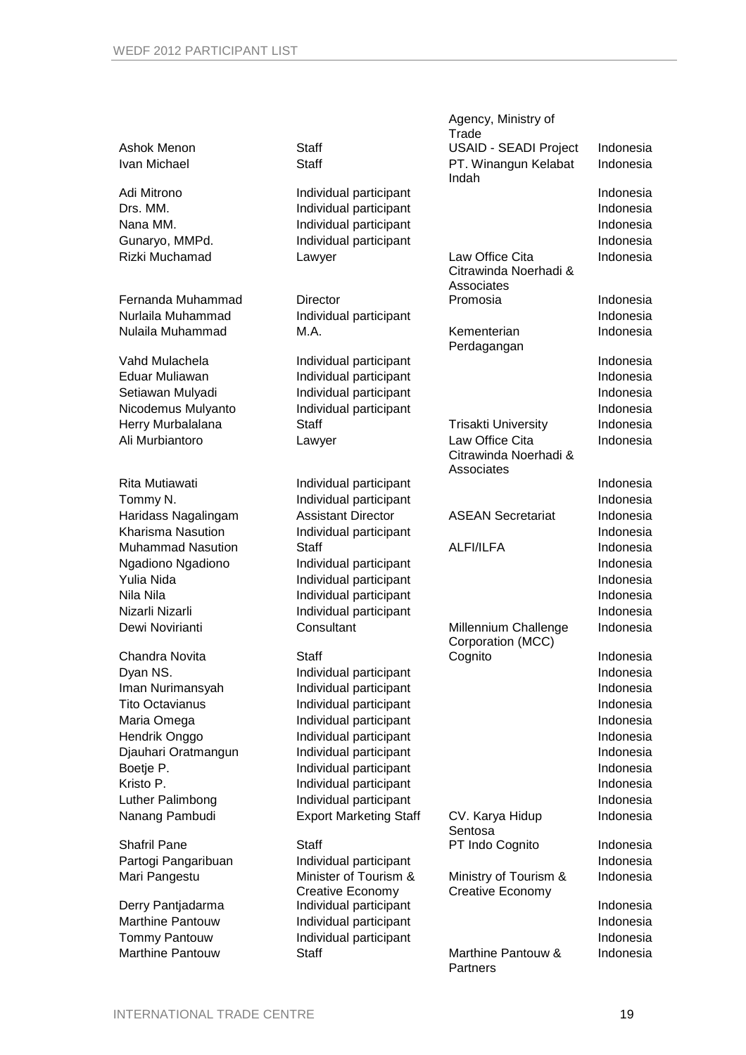| | | | |
|---|---|---|---|
| | | Agency, Ministry of Trade | |
| Ashok Menon | Staff | USAID - SEADI Project | Indonesia |
| Ivan Michael | Staff | PT. Winangun Kelabat Indah | Indonesia |
| Adi Mitrono | Individual participant | | Indonesia |
| Drs. MM. | Individual participant | | Indonesia |
| Nana MM. | Individual participant | | Indonesia |
| Gunaryo, MMPd. | Individual participant | | Indonesia |
| Rizki Muchamad | Lawyer | Law Office Cita Citrawinda Noerhadi & Associates | Indonesia |
| Fernanda Muhammad | Director | Promosia | Indonesia |
| Nurlaila Muhammad | Individual participant | | Indonesia |
| Nulaila Muhammad | M.A. | Kementerian Perdagangan | Indonesia |
| Vahd Mulachela | Individual participant | | Indonesia |
| Eduar Muliawan | Individual participant | | Indonesia |
| Setiawan Mulyadi | Individual participant | | Indonesia |
| Nicodemus Mulyanto | Individual participant | | Indonesia |
| Herry Murbalalana | Staff | Trisakti University | Indonesia |
| Ali Murbiantoro | Lawyer | Law Office Cita Citrawinda Noerhadi & Associates | Indonesia |
| Rita Mutiawati | Individual participant | | Indonesia |
| Tommy N. | Individual participant | | Indonesia |
| Haridass Nagalingam | Assistant Director | ASEAN Secretariat | Indonesia |
| Kharisma Nasution | Individual participant | | Indonesia |
| Muhammad Nasution | Staff | ALFI/ILFA | Indonesia |
| Ngadiono Ngadiono | Individual participant | | Indonesia |
| Yulia Nida | Individual participant | | Indonesia |
| Nila Nila | Individual participant | | Indonesia |
| Nizarli Nizarli | Individual participant | | Indonesia |
| Dewi Novirianti | Consultant | Millennium Challenge Corporation (MCC) | Indonesia |
| Chandra Novita | Staff | Cognito | Indonesia |
| Dyan NS. | Individual participant | | Indonesia |
| Iman Nurimansyah | Individual participant | | Indonesia |
| Tito Octavianus | Individual participant | | Indonesia |
| Maria Omega | Individual participant | | Indonesia |
| Hendrik Onggo | Individual participant | | Indonesia |
| Djauhari Oratmangun | Individual participant | | Indonesia |
| Boetje P. | Individual participant | | Indonesia |
| Kristo P. | Individual participant | | Indonesia |
| Luther Palimbong | Individual participant | | Indonesia |
| Nanang Pambudi | Export Marketing Staff | CV. Karya Hidup Sentosa | Indonesia |
| Shafril Pane | Staff | PT Indo Cognito | Indonesia |
| Partogi Pangaribuan | Individual participant | | Indonesia |
| Mari Pangestu | Minister of Tourism & Creative Economy | Ministry of Tourism & Creative Economy | Indonesia |
| Derry Pantjadarma | Individual participant | | Indonesia |
| Marthine Pantouw | Individual participant | | Indonesia |
| Tommy Pantouw | Individual participant | | Indonesia |
| Marthine Pantouw | Staff | Marthine Pantouw & Partners | Indonesia |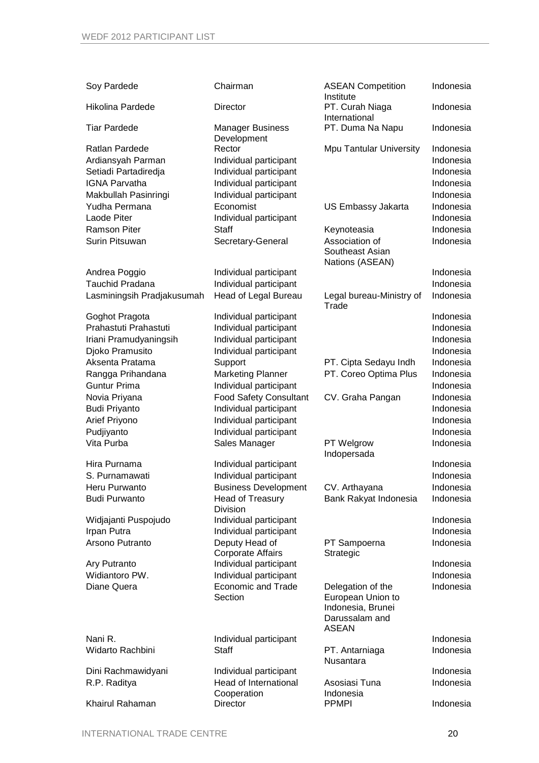| | | | |
|---|---|---|---|
| Soy Pardede | Chairman | ASEAN Competition Institute | Indonesia |
| Hikolina Pardede | Director | PT. Curah Niaga International | Indonesia |
| Tiar Pardede | Manager Business Development | PT. Duma Na Napu | Indonesia |
| Ratlan Pardede | Rector | Mpu Tantular University | Indonesia |
| Ardiansyah Parman | Individual participant | | Indonesia |
| Setiadi Partadiredja | Individual participant | | Indonesia |
| IGNA Parvatha | Individual participant | | Indonesia |
| Makbullah Pasinringi | Individual participant | | Indonesia |
| Yudha Permana | Economist | US Embassy Jakarta | Indonesia |
| Laode Piter | Individual participant | | Indonesia |
| Ramson Piter | Staff | Keynoteasia | Indonesia |
| Surin Pitsuwan | Secretary-General | Association of Southeast Asian Nations (ASEAN) | Indonesia |
| Andrea Poggio | Individual participant | | Indonesia |
| Tauchid Pradana | Individual participant | | Indonesia |
| Lasminingsih Pradjakusumah | Head of Legal Bureau | Legal bureau-Ministry of Trade | Indonesia |
| Goghot Pragota | Individual participant | | Indonesia |
| Prahastuti Prahastuti | Individual participant | | Indonesia |
| Iriani Pramudyaningsih | Individual participant | | Indonesia |
| Djoko Pramusito | Individual participant | | Indonesia |
| Aksenta Pratama | Support | PT. Cipta Sedayu Indh | Indonesia |
| Rangga Prihandana | Marketing Planner | PT. Coreo Optima Plus | Indonesia |
| Guntur Prima | Individual participant | | Indonesia |
| Novia Priyana | Food Safety Consultant | CV. Graha Pangan | Indonesia |
| Budi Priyanto | Individual participant | | Indonesia |
| Arief Priyono | Individual participant | | Indonesia |
| Pudjiyanto | Individual participant | | Indonesia |
| Vita Purba | Sales Manager | PT Welgrow Indopersada | Indonesia |
| Hira Purnama | Individual participant | | Indonesia |
| S. Purnamawati | Individual participant | | Indonesia |
| Heru Purwanto | Business Development | CV. Arthayana | Indonesia |
| Budi Purwanto | Head of Treasury Division | Bank Rakyat Indonesia | Indonesia |
| Widjajanti Puspojudo | Individual participant | | Indonesia |
| Irpan Putra | Individual participant | | Indonesia |
| Arsono Putranto | Deputy Head of Corporate Affairs | PT Sampoerna Strategic | Indonesia |
| Ary Putranto | Individual participant | | Indonesia |
| Widiantoro PW. | Individual participant | | Indonesia |
| Diane Quera | Economic and Trade Section | Delegation of the European Union to Indonesia, Brunei Darussalam and ASEAN | Indonesia |
| Nani R. | Individual participant | | Indonesia |
| Widarto Rachbini | Staff | PT. Antarniaga Nusantara | Indonesia |
| Dini Rachmawidyani | Individual participant | | Indonesia |
| R.P. Raditya | Head of International Cooperation | Asosiasi Tuna Indonesia | Indonesia |
| Khairul Rahaman | Director | PPMPI | Indonesia |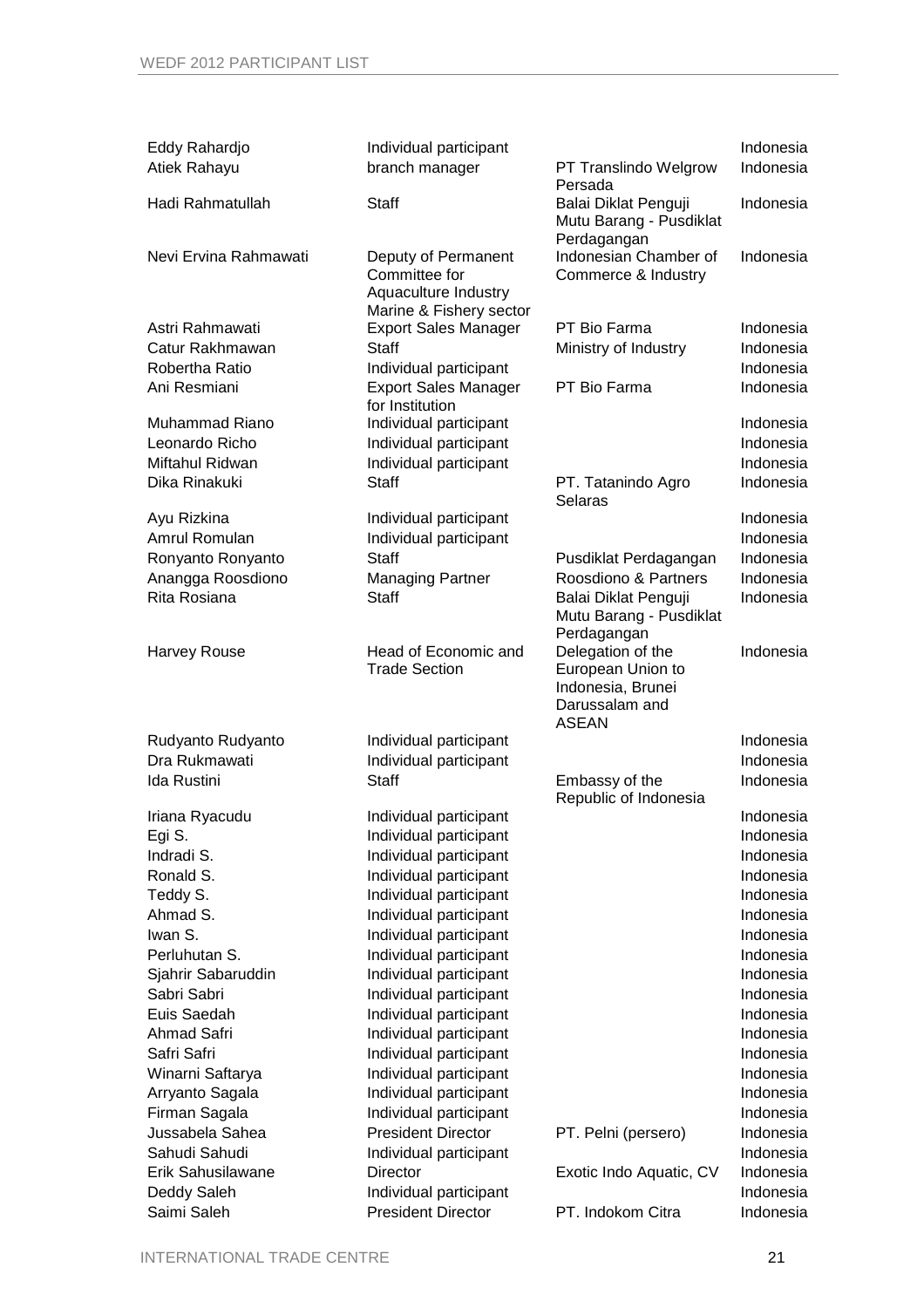| | | | |
|---|---|---|---|
| Eddy Rahardjo | Individual participant | | Indonesia |
| Atiek Rahayu | branch manager | PT Translindo Welgrow Persada | Indonesia |
| Hadi Rahmatullah | Staff | Balai Diklat Penguji Mutu Barang - Pusdiklat Perdagangan | Indonesia |
| Nevi Ervina Rahmawati | Deputy of Permanent Committee for Aquaculture Industry Marine & Fishery sector | Indonesian Chamber of Commerce & Industry | Indonesia |
| Astri Rahmawati | Export Sales Manager | PT Bio Farma | Indonesia |
| Catur Rakhmawan | Staff | Ministry of Industry | Indonesia |
| Robertha Ratio | Individual participant | | Indonesia |
| Ani Resmiani | Export Sales Manager for Institution | PT Bio Farma | Indonesia |
| Muhammad Riano | Individual participant | | Indonesia |
| Leonardo Richo | Individual participant | | Indonesia |
| Miftahul Ridwan | Individual participant | | Indonesia |
| Dika Rinakuki | Staff | PT. Tatanindo Agro Selaras | Indonesia |
| Ayu Rizkina | Individual participant | | Indonesia |
| Amrul Romulan | Individual participant | | Indonesia |
| Ronyanto Ronyanto | Staff | Pusdiklat Perdagangan | Indonesia |
| Anangga Roosdiono | Managing Partner | Roosdiono & Partners | Indonesia |
| Rita Rosiana | Staff | Balai Diklat Penguji Mutu Barang - Pusdiklat Perdagangan | Indonesia |
| Harvey Rouse | Head of Economic and Trade Section | Delegation of the European Union to Indonesia, Brunei Darussalam and ASEAN | Indonesia |
| Rudyanto Rudyanto | Individual participant | | Indonesia |
| Dra Rukmawati | Individual participant | | Indonesia |
| Ida Rustini | Staff | Embassy of the Republic of Indonesia | Indonesia |
| Iriana Ryacudu | Individual participant | | Indonesia |
| Egi S. | Individual participant | | Indonesia |
| Indradi S. | Individual participant | | Indonesia |
| Ronald S. | Individual participant | | Indonesia |
| Teddy S. | Individual participant | | Indonesia |
| Ahmad S. | Individual participant | | Indonesia |
| Iwan S. | Individual participant | | Indonesia |
| Perluhutan S. | Individual participant | | Indonesia |
| Sjahrir Sabaruddin | Individual participant | | Indonesia |
| Sabri Sabri | Individual participant | | Indonesia |
| Euis Saedah | Individual participant | | Indonesia |
| Ahmad Safri | Individual participant | | Indonesia |
| Safri Safri | Individual participant | | Indonesia |
| Winarni Saftarya | Individual participant | | Indonesia |
| Arryanto Sagala | Individual participant | | Indonesia |
| Firman Sagala | Individual participant | | Indonesia |
| Jussabela Sahea | President Director | PT. Pelni (persero) | Indonesia |
| Sahudi Sahudi | Individual participant | | Indonesia |
| Erik Sahusilawane | Director | Exotic Indo Aquatic, CV | Indonesia |
| Deddy Saleh | Individual participant | | Indonesia |
| Saimi Saleh | President Director | PT. Indokom Citra | Indonesia |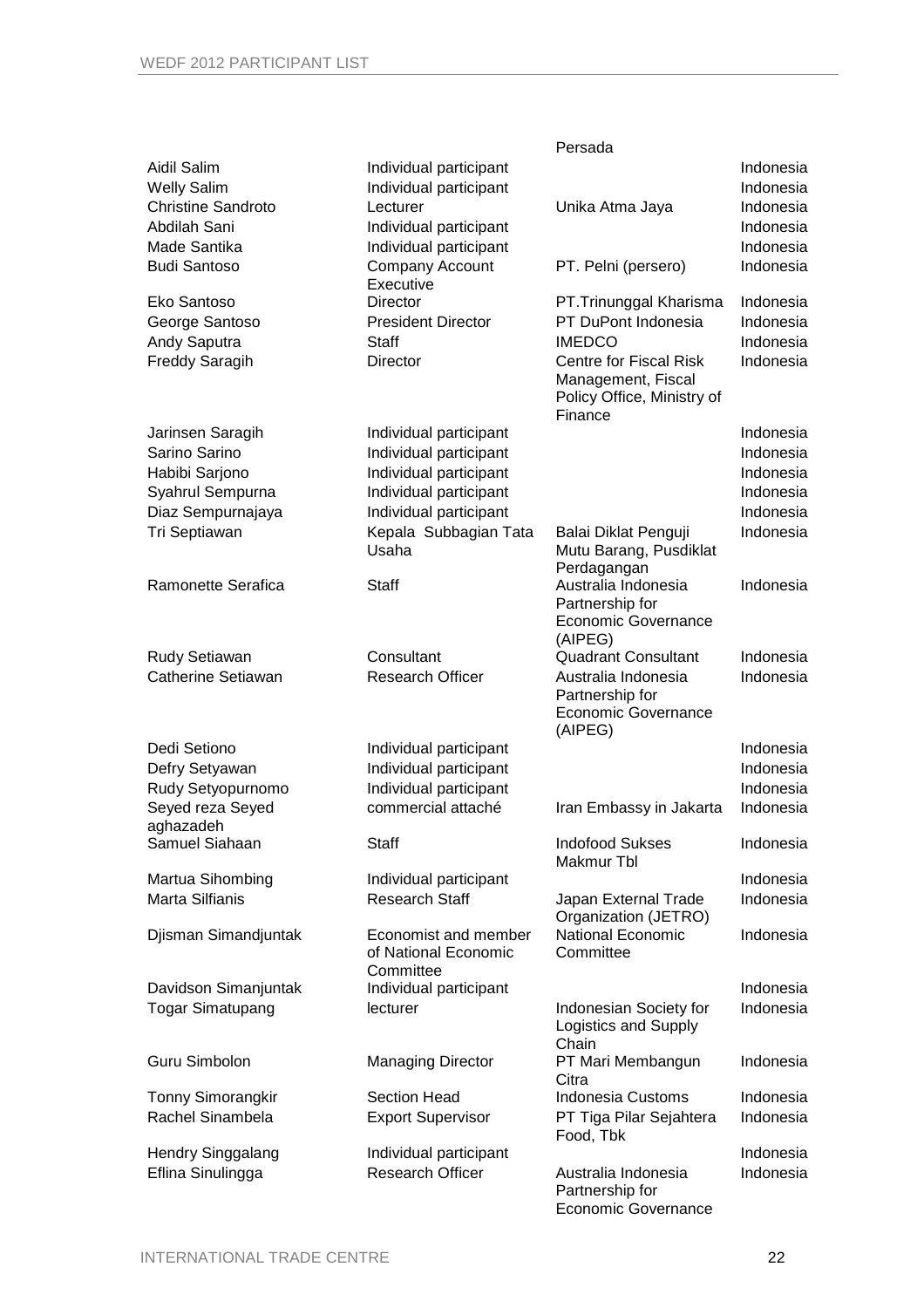| | | Persada | |
|---|---|---|---|
| Aidil Salim | Individual participant | | Indonesia |
| Welly Salim | Individual participant | | Indonesia |
| Christine Sandroto | Lecturer | Unika Atma Jaya | Indonesia |
| Abdilah Sani | Individual participant | | Indonesia |
| Made Santika | Individual participant | | Indonesia |
| Budi Santoso | Company Account Executive | PT. Pelni (persero) | Indonesia |
| Eko Santoso | Director | PT.Trinunggal Kharisma | Indonesia |
| George Santoso | President Director | PT DuPont Indonesia | Indonesia |
| Andy Saputra | Staff | IMEDCO | Indonesia |
| Freddy Saragih | Director | Centre for Fiscal Risk Management, Fiscal Policy Office, Ministry of Finance | Indonesia |
| Jarinsen Saragih | Individual participant | | Indonesia |
| Sarino Sarino | Individual participant | | Indonesia |
| Habibi Sarjono | Individual participant | | Indonesia |
| Syahrul Sempurna | Individual participant | | Indonesia |
| Diaz Sempurnajaya | Individual participant | | Indonesia |
| Tri Septiawan | Kepala Subbagian Tata Usaha | Balai Diklat Penguji Mutu Barang, Pusdiklat Perdagangan | Indonesia |
| Ramonette Serafica | Staff | Australia Indonesia Partnership for Economic Governance (AIPEG) | Indonesia |
| Rudy Setiawan | Consultant | Quadrant Consultant | Indonesia |
| Catherine Setiawan | Research Officer | Australia Indonesia Partnership for Economic Governance (AIPEG) | Indonesia |
| Dedi Setiono | Individual participant | | Indonesia |
| Defry Setyawan | Individual participant | | Indonesia |
| Rudy Setyopurnomo | Individual participant | | Indonesia |
| Seyed reza Seyed aghazadeh | commercial attaché | Iran Embassy in Jakarta | Indonesia |
| Samuel Siahaan | Staff | Indofood Sukses Makmur Tbl | Indonesia |
| Martua Sihombing | Individual participant | | Indonesia |
| Marta Silfianis | Research Staff | Japan External Trade Organization (JETRO) | Indonesia |
| Djisman Simandjuntak | Economist and member of National Economic Committee | National Economic Committee | Indonesia |
| Davidson Simanjuntak | Individual participant | | Indonesia |
| Togar Simatupang | lecturer | Indonesian Society for Logistics and Supply Chain | Indonesia |
| Guru Simbolon | Managing Director | PT Mari Membangun Citra | Indonesia |
| Tonny Simorangkir | Section Head | Indonesia Customs | Indonesia |
| Rachel Sinambela | Export Supervisor | PT Tiga Pilar Sejahtera Food, Tbk | Indonesia |
| Hendry Singgalang | Individual participant | | Indonesia |
| Eflina Sinulingga | Research Officer | Australia Indonesia Partnership for Economic Governance | Indonesia |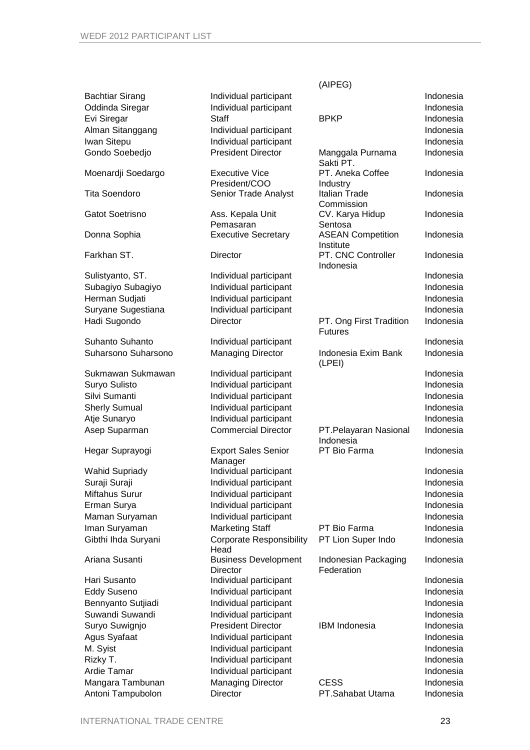| | | (AIPEG) | |
|---|---|---|---|
| Bachtiar Sirang | Individual participant | | Indonesia |
| Oddinda Siregar | Individual participant | | Indonesia |
| Evi Siregar | Staff | BPKP | Indonesia |
| Alman Sitanggang | Individual participant | | Indonesia |
| Iwan Sitepu | Individual participant | | Indonesia |
| Gondo Soebedjo | President Director | Manggala Purnama Sakti PT. | Indonesia |
| Moenardji Soedargo | Executive Vice President/COO | PT. Aneka Coffee Industry | Indonesia |
| Tita Soendoro | Senior Trade Analyst | Italian Trade Commission | Indonesia |
| Gatot Soetrisno | Ass. Kepala Unit Pemasaran | CV. Karya Hidup Sentosa | Indonesia |
| Donna Sophia | Executive Secretary | ASEAN Competition Institute | Indonesia |
| Farkhan ST. | Director | PT. CNC Controller Indonesia | Indonesia |
| Sulistyanto, ST. | Individual participant | | Indonesia |
| Subagiyo Subagiyo | Individual participant | | Indonesia |
| Herman Sudjati | Individual participant | | Indonesia |
| Suryane Sugestiana | Individual participant | | Indonesia |
| Hadi Sugondo | Director | PT. Ong First Tradition Futures | Indonesia |
| Suhanto Suhanto | Individual participant | | Indonesia |
| Suharsono Suharsono | Managing Director | Indonesia Exim Bank (LPEI) | Indonesia |
| Sukmawan Sukmawan | Individual participant | | Indonesia |
| Suryo Sulisto | Individual participant | | Indonesia |
| Silvi Sumanti | Individual participant | | Indonesia |
| Sherly Sumual | Individual participant | | Indonesia |
| Atje Sunaryo | Individual participant | | Indonesia |
| Asep Suparman | Commercial Director | PT.Pelayaran Nasional Indonesia | Indonesia |
| Hegar Suprayogi | Export Sales Senior Manager | PT Bio Farma | Indonesia |
| Wahid Supriady | Individual participant | | Indonesia |
| Suraji Suraji | Individual participant | | Indonesia |
| Miftahus Surur | Individual participant | | Indonesia |
| Erman Surya | Individual participant | | Indonesia |
| Maman Suryaman | Individual participant | | Indonesia |
| Iman Suryaman | Marketing Staff | PT Bio Farma | Indonesia |
| Gibthi Ihda Suryani | Corporate Responsibility Head | PT Lion Super Indo | Indonesia |
| Ariana Susanti | Business Development Director | Indonesian Packaging Federation | Indonesia |
| Hari Susanto | Individual participant | | Indonesia |
| Eddy Suseno | Individual participant | | Indonesia |
| Bennyanto Sutjiadi | Individual participant | | Indonesia |
| Suwandi Suwandi | Individual participant | | Indonesia |
| Suryo Suwignjo | President Director | IBM Indonesia | Indonesia |
| Agus Syafaat | Individual participant | | Indonesia |
| M. Syist | Individual participant | | Indonesia |
| Rizky T. | Individual participant | | Indonesia |
| Ardie Tamar | Individual participant | | Indonesia |
| Mangara Tambunan | Managing Director | CESS | Indonesia |
| Antoni Tampubolon | Director | PT.Sahabat Utama | Indonesia |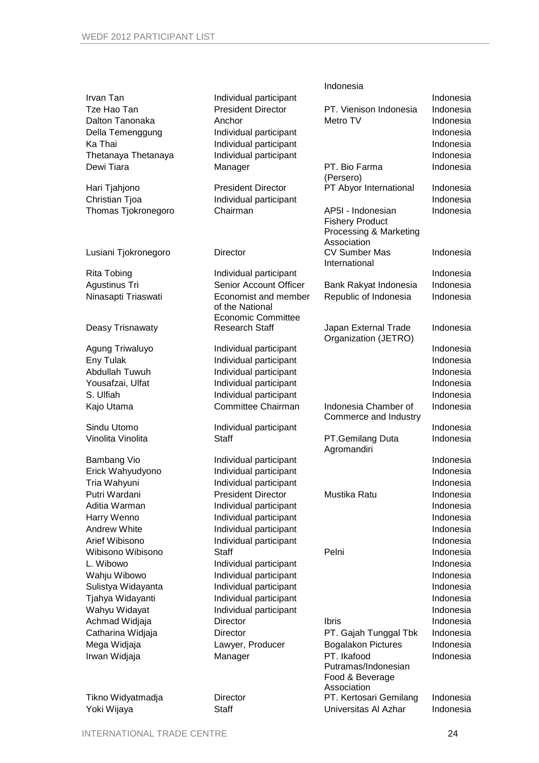| | | | |
|---|---|---|---|
| | | Indonesia | |
| Irvan Tan | Individual participant | | Indonesia |
| Tze Hao Tan | President Director | PT. Vienison Indonesia | Indonesia |
| Dalton Tanonaka | Anchor | Metro TV | Indonesia |
| Della Temenggung | Individual participant | | Indonesia |
| Ka Thai | Individual participant | | Indonesia |
| Thetanaya Thetanaya | Individual participant | | Indonesia |
| Dewi Tiara | Manager | PT. Bio Farma (Persero) | Indonesia |
| Hari Tjahjono | President Director | PT Abyor International | Indonesia |
| Christian Tjoa | Individual participant | | Indonesia |
| Thomas Tjokronegoro | Chairman | AP5I - Indonesian Fishery Product Processing & Marketing Association | Indonesia |
| Lusiani Tjokronegoro | Director | CV Sumber Mas International | Indonesia |
| Rita Tobing | Individual participant | | Indonesia |
| Agustinus Tri | Senior Account Officer | Bank Rakyat Indonesia | Indonesia |
| Ninasapti Triaswati | Economist and member of the National Economic Committee | Republic of Indonesia | Indonesia |
| Deasy Trisnawaty | Research Staff | Japan External Trade Organization (JETRO) | Indonesia |
| Agung Triwaluyo | Individual participant | | Indonesia |
| Eny Tulak | Individual participant | | Indonesia |
| Abdullah Tuwuh | Individual participant | | Indonesia |
| Yousafzai, Ulfat | Individual participant | | Indonesia |
| S. Ulfiah | Individual participant | | Indonesia |
| Kajo Utama | Committee Chairman | Indonesia Chamber of Commerce and Industry | Indonesia |
| Sindu Utomo | Individual participant | | Indonesia |
| Vinolita Vinolita | Staff | PT.Gemilang Duta Agromandiri | Indonesia |
| Bambang Vio | Individual participant | | Indonesia |
| Erick Wahyudyono | Individual participant | | Indonesia |
| Tria Wahyuni | Individual participant | | Indonesia |
| Putri Wardani | President Director | Mustika Ratu | Indonesia |
| Aditia Warman | Individual participant | | Indonesia |
| Harry Wenno | Individual participant | | Indonesia |
| Andrew White | Individual participant | | Indonesia |
| Arief Wibisono | Individual participant | | Indonesia |
| Wibisono Wibisono | Staff | Pelni | Indonesia |
| L. Wibowo | Individual participant | | Indonesia |
| Wahju Wibowo | Individual participant | | Indonesia |
| Sulistya Widayanta | Individual participant | | Indonesia |
| Tjahya Widayanti | Individual participant | | Indonesia |
| Wahyu Widayat | Individual participant | | Indonesia |
| Achmad Widjaja | Director | Ibris | Indonesia |
| Catharina Widjaja | Director | PT. Gajah Tunggal Tbk | Indonesia |
| Mega Widjaja | Lawyer, Producer | Bogalakon Pictures | Indonesia |
| Irwan Widjaja | Manager | PT. Ikafood Putramas/Indonesian Food & Beverage Association | Indonesia |
| Tikno Widyatmadja | Director | PT. Kertosari Gemilang | Indonesia |
| Yoki Wijaya | Staff | Universitas Al Azhar | Indonesia |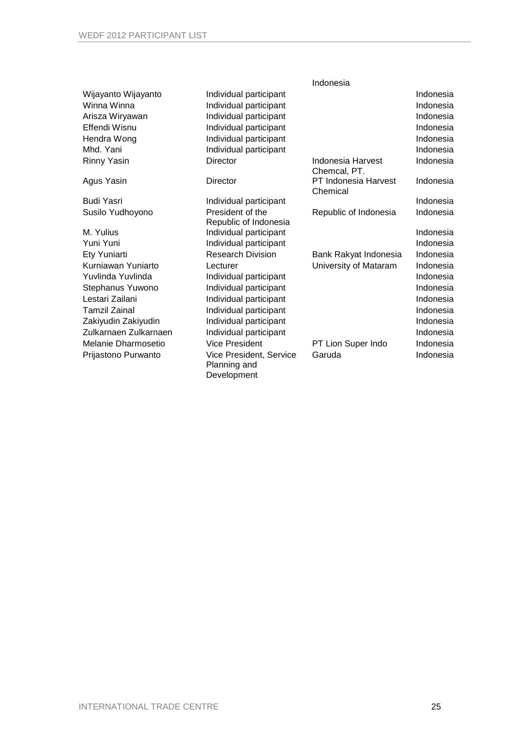| | | | |
|---|---|---|---|
| | | Indonesia | |
| Wijayanto Wijayanto | Individual participant | | Indonesia |
| Winna Winna | Individual participant | | Indonesia |
| Arisza Wiryawan | Individual participant | | Indonesia |
| Effendi Wisnu | Individual participant | | Indonesia |
| Hendra Wong | Individual participant | | Indonesia |
| Mhd. Yani | Individual participant | | Indonesia |
| Rinny Yasin | Director | Indonesia Harvest Chemcal, PT. | Indonesia |
| Agus Yasin | Director | PT Indonesia Harvest Chemical | Indonesia |
| Budi Yasri | Individual participant | | Indonesia |
| Susilo Yudhoyono | President of the Republic of Indonesia | Republic of Indonesia | Indonesia |
| M. Yulius | Individual participant | | Indonesia |
| Yuni Yuni | Individual participant | | Indonesia |
| Ety Yuniarti | Research Division | Bank Rakyat Indonesia | Indonesia |
| Kurniawan Yuniarto | Lecturer | University of Mataram | Indonesia |
| Yuvlinda Yuvlinda | Individual participant | | Indonesia |
| Stephanus Yuwono | Individual participant | | Indonesia |
| Lestari Zailani | Individual participant | | Indonesia |
| Tamzil Zainal | Individual participant | | Indonesia |
| Zakiyudin Zakiyudin | Individual participant | | Indonesia |
| Zulkarnaen Zulkarnaen | Individual participant | | Indonesia |
| Melanie Dharmosetio | Vice President | PT Lion Super Indo | Indonesia |
| Prijastono Purwanto | Vice President, Service Planning and Development | Garuda | Indonesia |